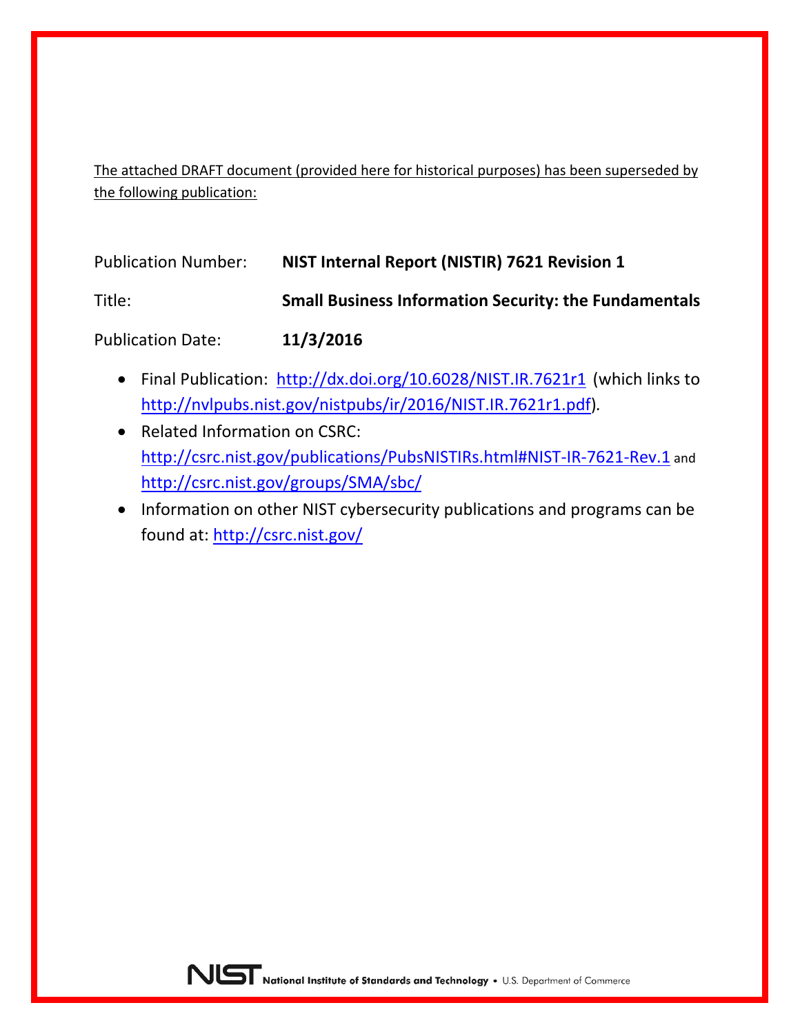The attached DRAFT document (provided here for historical purposes) has been superseded by the following publication:

| | |
|---|---|
| Publication Number: | **NIST Internal Report (NISTIR) 7621 Revision 1** |
| Title: | **Small Business Information Security: the Fundamentals** |
| Publication Date: | **11/3/2016** |

- Final Publication: http://dx.doi.org/10.6028/NIST.IR.7621r1 (which links to http://nvlpubs.nist.gov/nistpubs/ir/2016/NIST.IR.7621r1.pdf).
- Related Information on CSRC: http://csrc.nist.gov/publications/PubsNISTIRs.html#NIST-IR-7621-Rev.1 and http://csrc.nist.gov/groups/SMA/sbc/
- Information on other NIST cybersecurity publications and programs can be found at: http://csrc.nist.gov/

NIST National Institute of Standards and Technology • U.S. Department of Commerce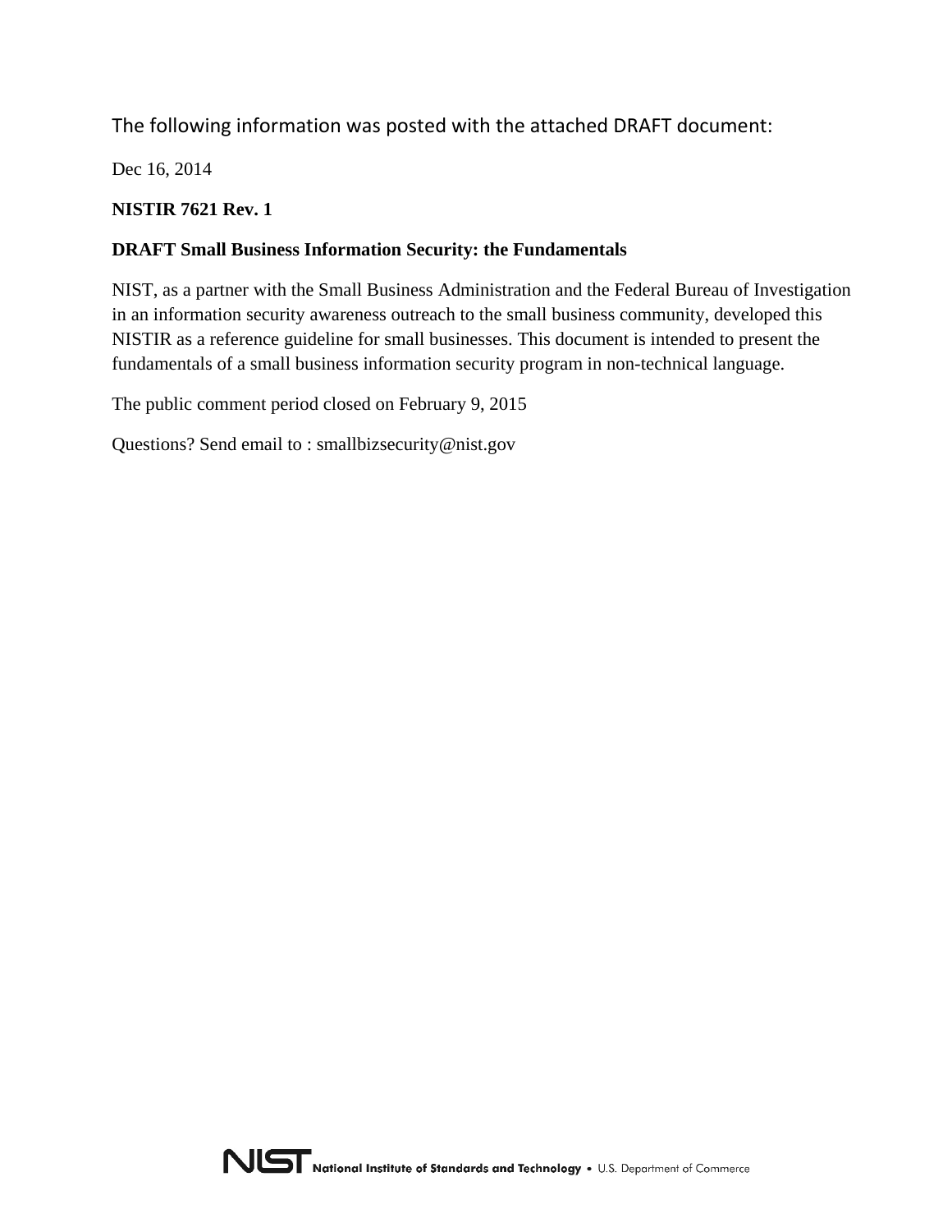The following information was posted with the attached DRAFT document:

Dec 16, 2014

**NISTIR 7621 Rev. 1**

**DRAFT Small Business Information Security: the Fundamentals**

NIST, as a partner with the Small Business Administration and the Federal Bureau of Investigation in an information security awareness outreach to the small business community, developed this NISTIR as a reference guideline for small businesses. This document is intended to present the fundamentals of a small business information security program in non-technical language.

The public comment period closed on February 9, 2015

Questions? Send email to : smallbizsecurity@nist.gov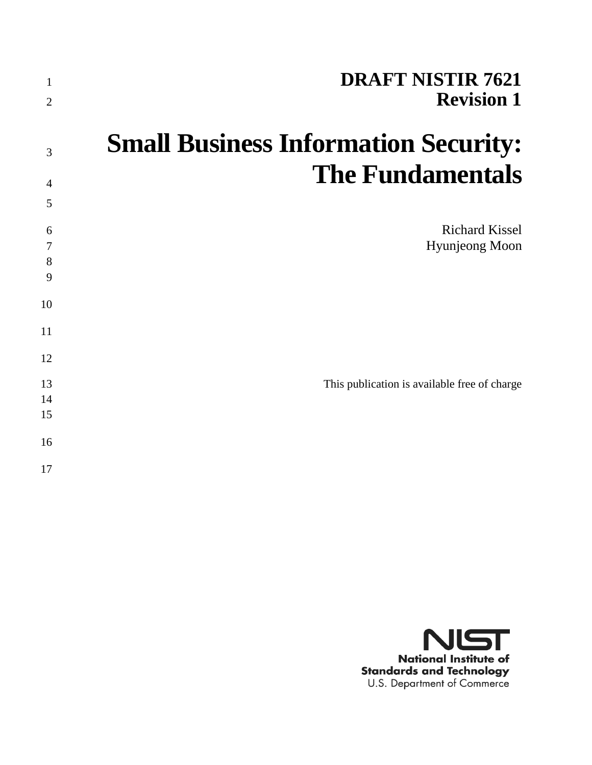**DRAFT NISTIR 7621**
**Revision 1**

# Small Business Information Security: The Fundamentals

Richard Kissel
Hyunjeong Moon

This publication is available free of charge

**National Institute of Standards and Technology**
U.S. Department of Commerce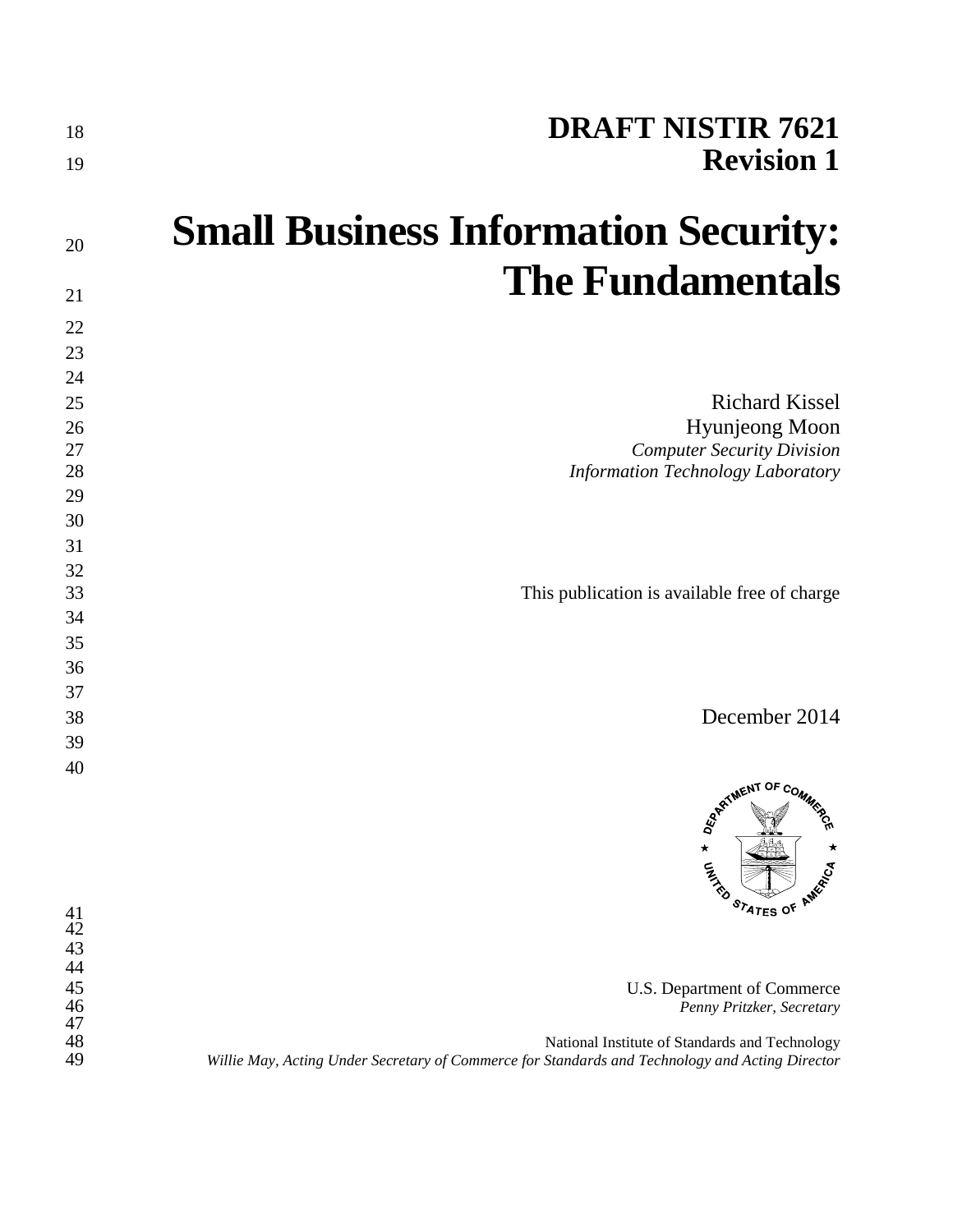# DRAFT NISTIR 7621
# Revision 1

# Small Business Information Security: The Fundamentals

Richard Kissel
Hyunjeong Moon
*Computer Security Division*
*Information Technology Laboratory*

This publication is available free of charge

December 2014

U.S. Department of Commerce
*Penny Pritzker, Secretary*

National Institute of Standards and Technology
*Willie May, Acting Under Secretary of Commerce for Standards and Technology and Acting Director*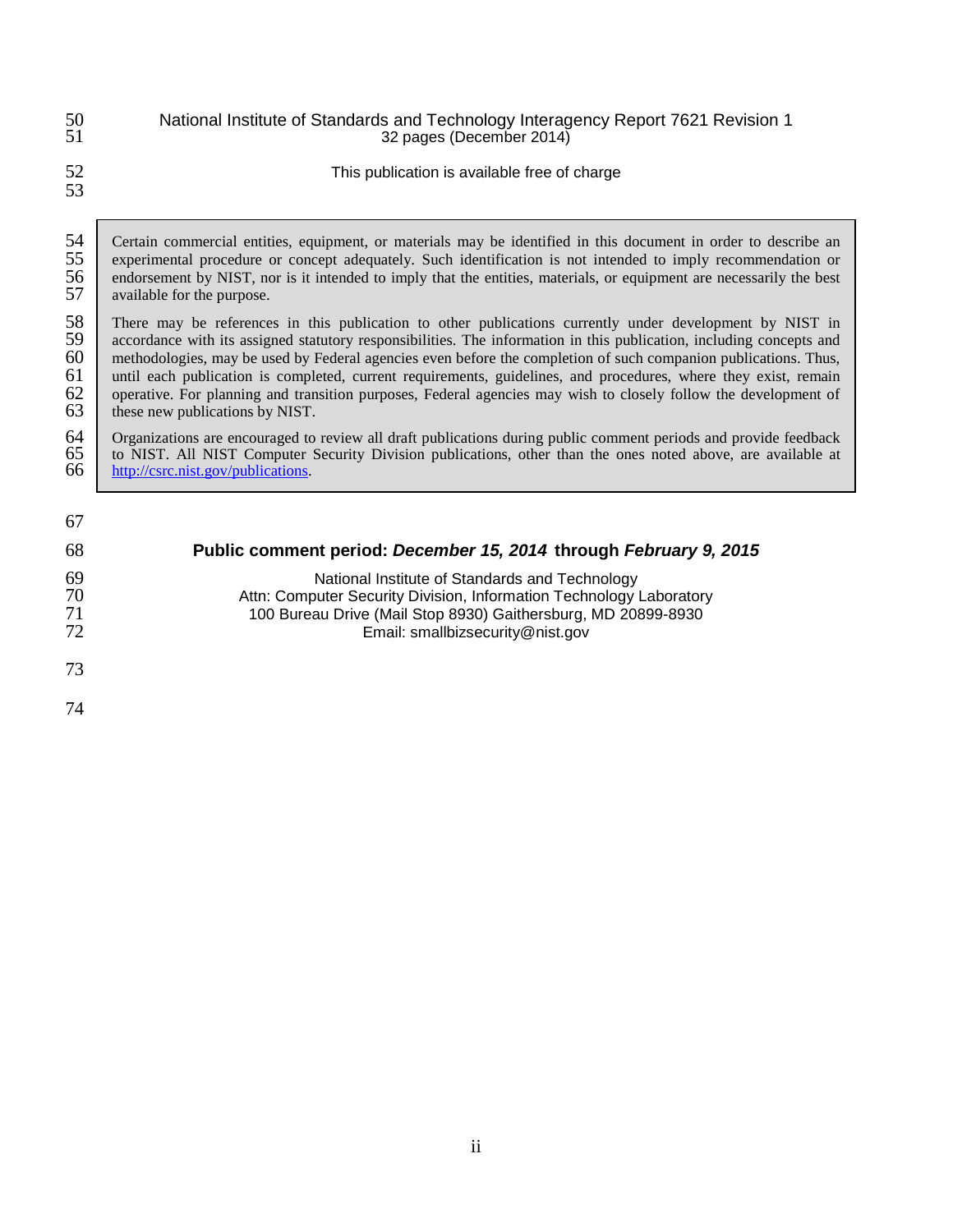National Institute of Standards and Technology Interagency Report 7621 Revision 1
32 pages (December 2014)

This publication is available free of charge

> Certain commercial entities, equipment, or materials may be identified in this document in order to describe an experimental procedure or concept adequately. Such identification is not intended to imply recommendation or endorsement by NIST, nor is it intended to imply that the entities, materials, or equipment are necessarily the best available for the purpose.
>
> There may be references in this publication to other publications currently under development by NIST in accordance with its assigned statutory responsibilities. The information in this publication, including concepts and methodologies, may be used by Federal agencies even before the completion of such companion publications. Thus, until each publication is completed, current requirements, guidelines, and procedures, where they exist, remain operative. For planning and transition purposes, Federal agencies may wish to closely follow the development of these new publications by NIST.
>
> Organizations are encouraged to review all draft publications during public comment periods and provide feedback to NIST. All NIST Computer Security Division publications, other than the ones noted above, are available at http://csrc.nist.gov/publications.

**Public comment period: *December 15, 2014* through *February 9, 2015***

National Institute of Standards and Technology
Attn: Computer Security Division, Information Technology Laboratory
100 Bureau Drive (Mail Stop 8930) Gaithersburg, MD 20899-8930
Email: smallbizsecurity@nist.gov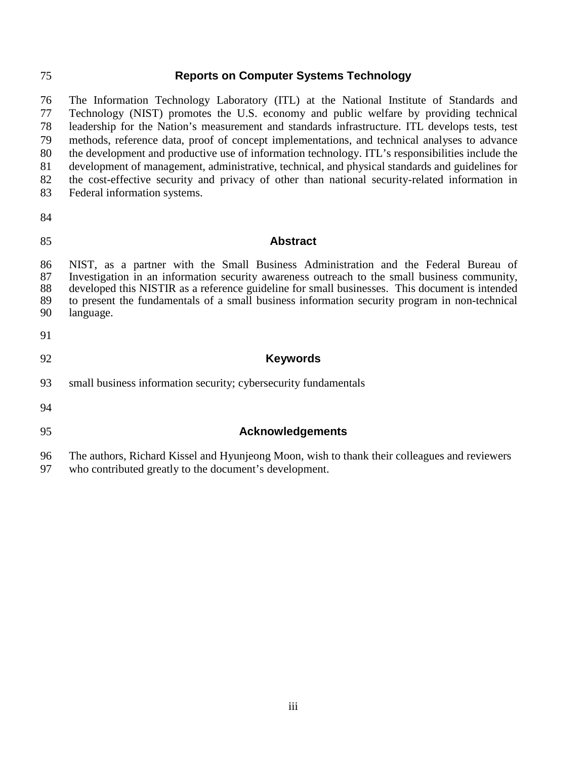## Reports on Computer Systems Technology

The Information Technology Laboratory (ITL) at the National Institute of Standards and Technology (NIST) promotes the U.S. economy and public welfare by providing technical leadership for the Nation's measurement and standards infrastructure. ITL develops tests, test methods, reference data, proof of concept implementations, and technical analyses to advance the development and productive use of information technology. ITL's responsibilities include the development of management, administrative, technical, and physical standards and guidelines for the cost-effective security and privacy of other than national security-related information in Federal information systems.

## Abstract

NIST, as a partner with the Small Business Administration and the Federal Bureau of Investigation in an information security awareness outreach to the small business community, developed this NISTIR as a reference guideline for small businesses. This document is intended to present the fundamentals of a small business information security program in non-technical language.

## Keywords

small business information security; cybersecurity fundamentals

## Acknowledgements

The authors, Richard Kissel and Hyunjeong Moon, wish to thank their colleagues and reviewers who contributed greatly to the document's development.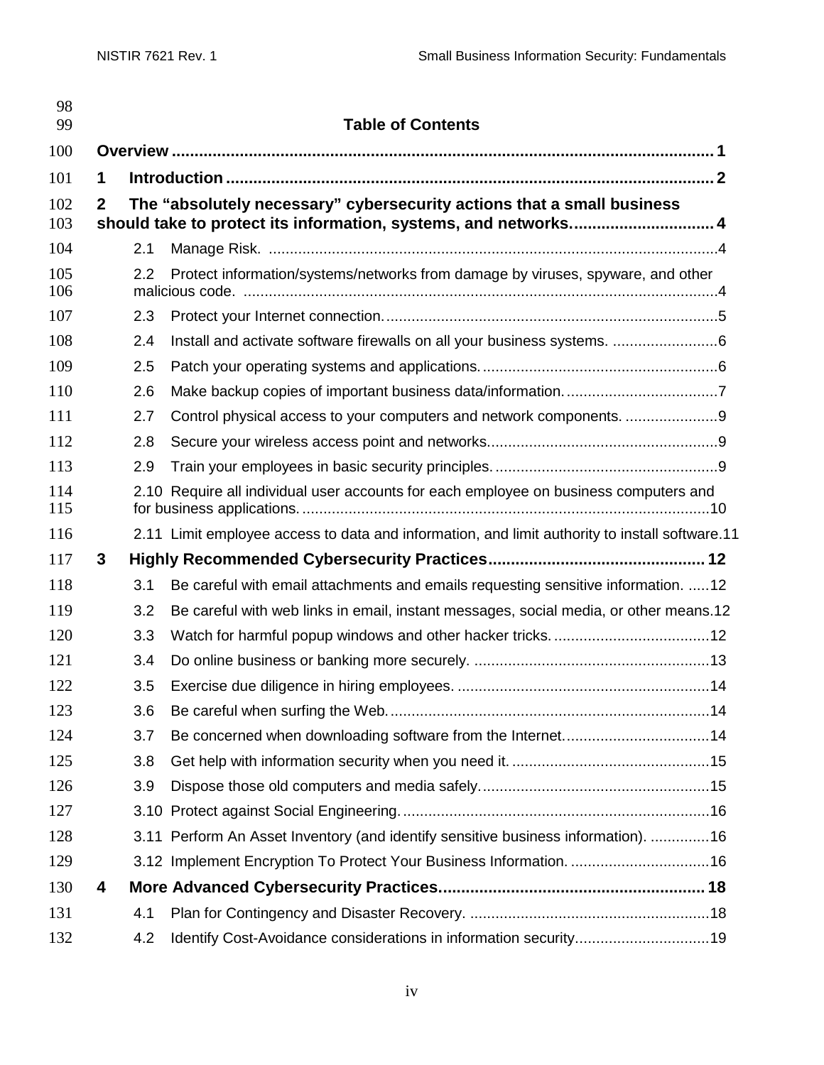# Table of Contents

**Overview** .......................................................................................................... **1**

**1 Introduction** .......................................................................................................... **2**

**2 The "absolutely necessary" cybersecurity actions that a small business should take to protect its information, systems, and networks.** .............................. **4**

- 2.1 Manage Risk. ..........................................................................................................4
- 2.2 Protect information/systems/networks from damage by viruses, spyware, and other malicious code. .................................................................................................................4
- 2.3 Protect your Internet connection. ..............................................................................5
- 2.4 Install and activate software firewalls on all your business systems. .........................6
- 2.5 Patch your operating systems and applications. ........................................................6
- 2.6 Make backup copies of important business data/information. ....................................7
- 2.7 Control physical access to your computers and network components. ......................9
- 2.8 Secure your wireless access point and networks. ......................................................9
- 2.9 Train your employees in basic security principles. .....................................................9
- 2.10 Require all individual user accounts for each employee on business computers and for business applications. ................................................................................................10
- 2.11 Limit employee access to data and information, and limit authority to install software. 11

**3 Highly Recommended Cybersecurity Practices** ............................................... **12**

- 3.1 Be careful with email attachments and emails requesting sensitive information. .....12
- 3.2 Be careful with web links in email, instant messages, social media, or other means. 12
- 3.3 Watch for harmful popup windows and other hacker tricks. .....................................12
- 3.4 Do online business or banking more securely. ........................................................13
- 3.5 Exercise due diligence in hiring employees. ............................................................14
- 3.6 Be careful when surfing the Web. ............................................................................14
- 3.7 Be concerned when downloading software from the Internet. ..................................14
- 3.8 Get help with information security when you need it. ...............................................15
- 3.9 Dispose those old computers and media safely. ......................................................15
- 3.10 Protect against Social Engineering. .........................................................................16
- 3.11 Perform An Asset Inventory (and identify sensitive business information). ..............16
- 3.12 Implement Encryption To Protect Your Business Information. .................................16

**4 More Advanced Cybersecurity Practices** .......................................................... **18**

- 4.1 Plan for Contingency and Disaster Recovery. .........................................................18
- 4.2 Identify Cost-Avoidance considerations in information security. ...............................19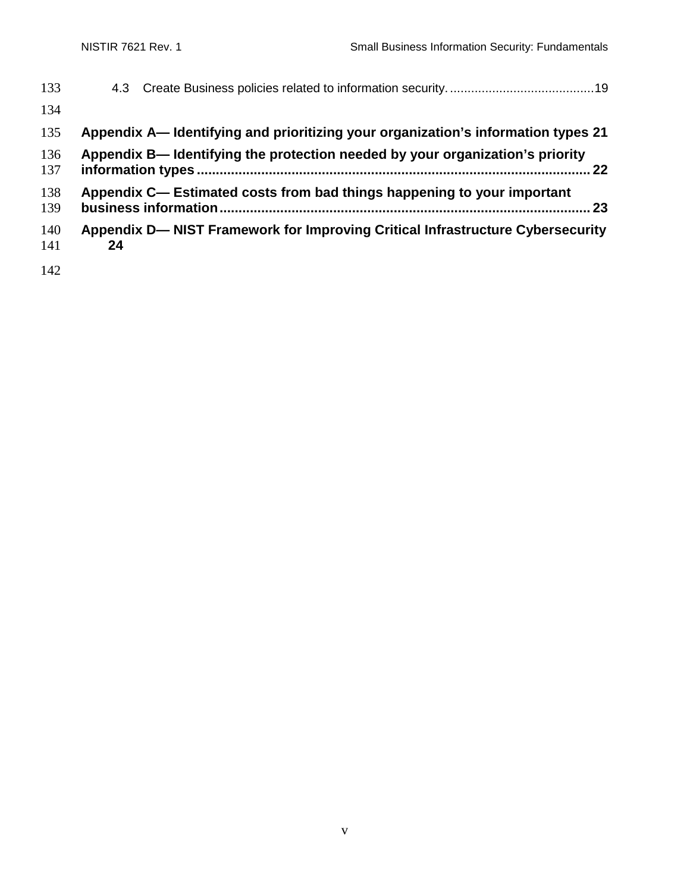4.3 Create Business policies related to information security. ........................................ 19

**Appendix A— Identifying and prioritizing your organization's information types 21**

**Appendix B— Identifying the protection needed by your organization's priority information types ........................................................................................................ 22**

**Appendix C— Estimated costs from bad things happening to your important business information ................................................................................................ 23**

**Appendix D— NIST Framework for Improving Critical Infrastructure Cybersecurity 24**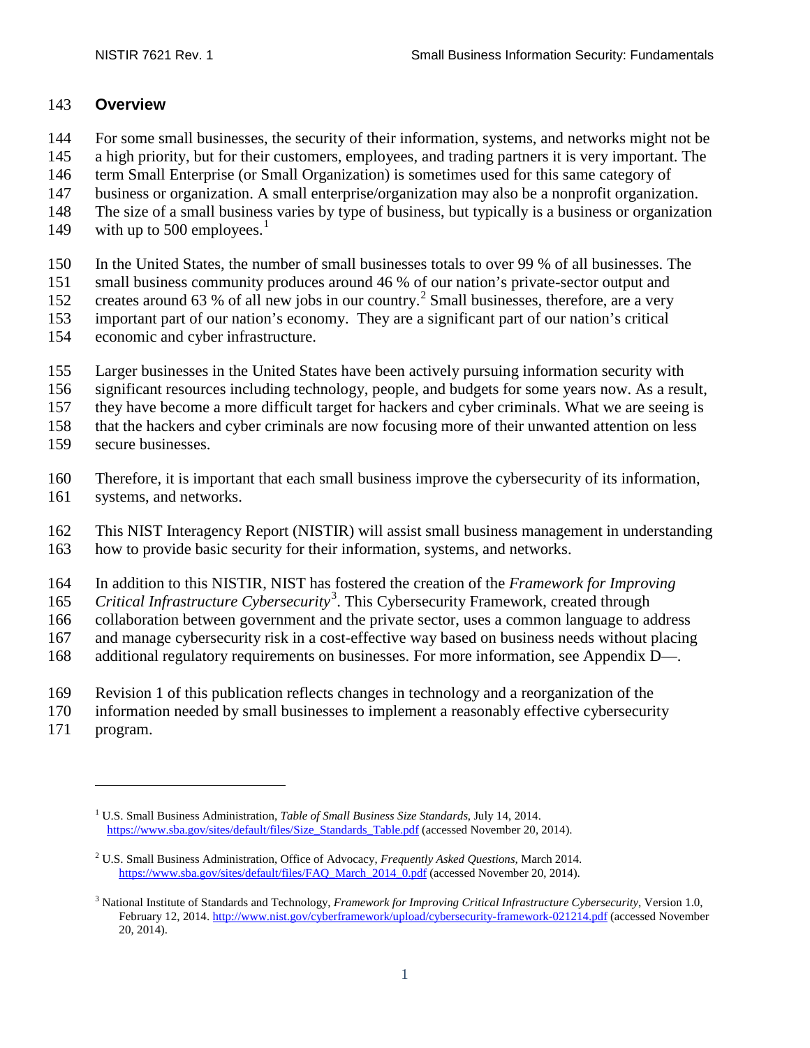## Overview

For some small businesses, the security of their information, systems, and networks might not be a high priority, but for their customers, employees, and trading partners it is very important. The term Small Enterprise (or Small Organization) is sometimes used for this same category of business or organization. A small enterprise/organization may also be a nonprofit organization. The size of a small business varies by type of business, but typically is a business or organization with up to 500 employees.[1]

In the United States, the number of small businesses totals to over 99 % of all businesses. The small business community produces around 46 % of our nation's private-sector output and creates around 63 % of all new jobs in our country.[2] Small businesses, therefore, are a very important part of our nation's economy. They are a significant part of our nation's critical economic and cyber infrastructure.

Larger businesses in the United States have been actively pursuing information security with significant resources including technology, people, and budgets for some years now. As a result, they have become a more difficult target for hackers and cyber criminals. What we are seeing is that the hackers and cyber criminals are now focusing more of their unwanted attention on less secure businesses.

Therefore, it is important that each small business improve the cybersecurity of its information, systems, and networks.

This NIST Interagency Report (NISTIR) will assist small business management in understanding how to provide basic security for their information, systems, and networks.

In addition to this NISTIR, NIST has fostered the creation of the *Framework for Improving Critical Infrastructure Cybersecurity*[3]. This Cybersecurity Framework, created through collaboration between government and the private sector, uses a common language to address and manage cybersecurity risk in a cost-effective way based on business needs without placing additional regulatory requirements on businesses. For more information, see Appendix D—.

Revision 1 of this publication reflects changes in technology and a reorganization of the information needed by small businesses to implement a reasonably effective cybersecurity program.

---

[1] U.S. Small Business Administration, *Table of Small Business Size Standards*, July 14, 2014. https://www.sba.gov/sites/default/files/Size_Standards_Table.pdf (accessed November 20, 2014).

[2] U.S. Small Business Administration, Office of Advocacy, *Frequently Asked Questions*, March 2014. https://www.sba.gov/sites/default/files/FAQ_March_2014_0.pdf (accessed November 20, 2014).

[3] National Institute of Standards and Technology, *Framework for Improving Critical Infrastructure Cybersecurity*, Version 1.0, February 12, 2014. http://www.nist.gov/cyberframework/upload/cybersecurity-framework-021214.pdf (accessed November 20, 2014).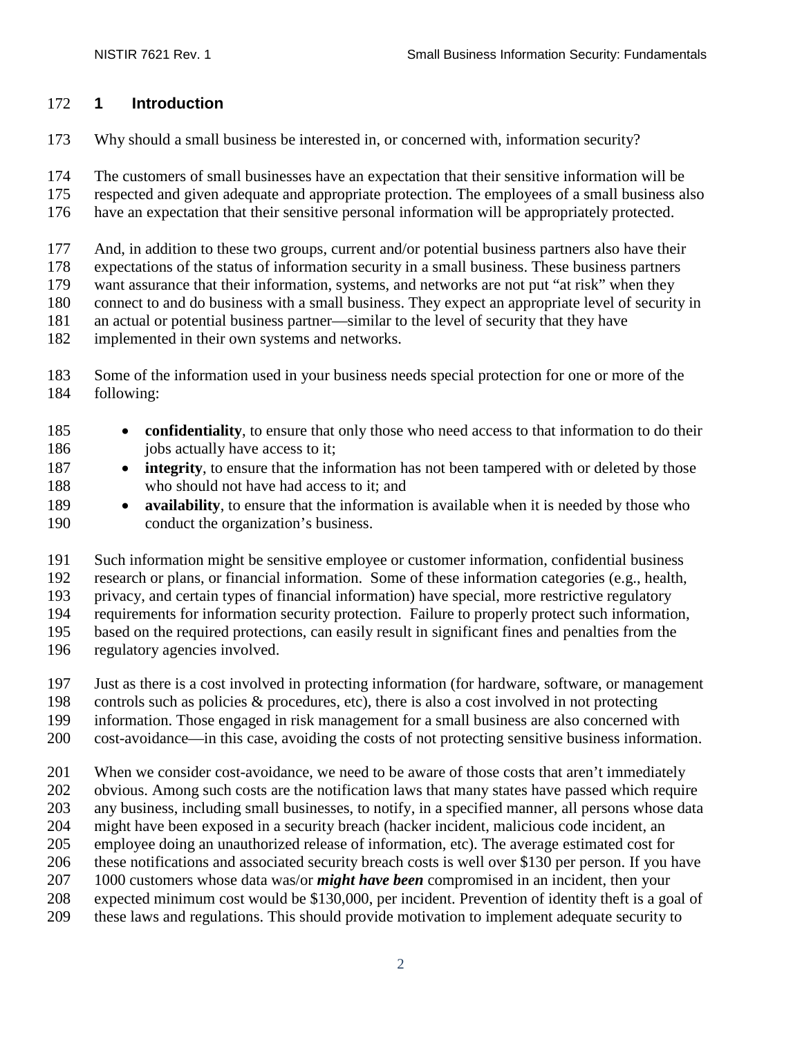# 1 Introduction

Why should a small business be interested in, or concerned with, information security?

The customers of small businesses have an expectation that their sensitive information will be respected and given adequate and appropriate protection. The employees of a small business also have an expectation that their sensitive personal information will be appropriately protected.

And, in addition to these two groups, current and/or potential business partners also have their expectations of the status of information security in a small business. These business partners want assurance that their information, systems, and networks are not put "at risk" when they connect to and do business with a small business. They expect an appropriate level of security in an actual or potential business partner—similar to the level of security that they have implemented in their own systems and networks.

Some of the information used in your business needs special protection for one or more of the following:

- **confidentiality**, to ensure that only those who need access to that information to do their jobs actually have access to it;
- **integrity**, to ensure that the information has not been tampered with or deleted by those who should not have had access to it; and
- **availability**, to ensure that the information is available when it is needed by those who conduct the organization's business.

Such information might be sensitive employee or customer information, confidential business research or plans, or financial information. Some of these information categories (e.g., health, privacy, and certain types of financial information) have special, more restrictive regulatory requirements for information security protection. Failure to properly protect such information, based on the required protections, can easily result in significant fines and penalties from the regulatory agencies involved.

Just as there is a cost involved in protecting information (for hardware, software, or management controls such as policies & procedures, etc), there is also a cost involved in not protecting information. Those engaged in risk management for a small business are also concerned with cost-avoidance—in this case, avoiding the costs of not protecting sensitive business information.

When we consider cost-avoidance, we need to be aware of those costs that aren't immediately obvious. Among such costs are the notification laws that many states have passed which require any business, including small businesses, to notify, in a specified manner, all persons whose data might have been exposed in a security breach (hacker incident, malicious code incident, an employee doing an unauthorized release of information, etc). The average estimated cost for these notifications and associated security breach costs is well over $130 per person. If you have 1000 customers whose data was/or ***might have been*** compromised in an incident, then your expected minimum cost would be $130,000, per incident. Prevention of identity theft is a goal of these laws and regulations. This should provide motivation to implement adequate security to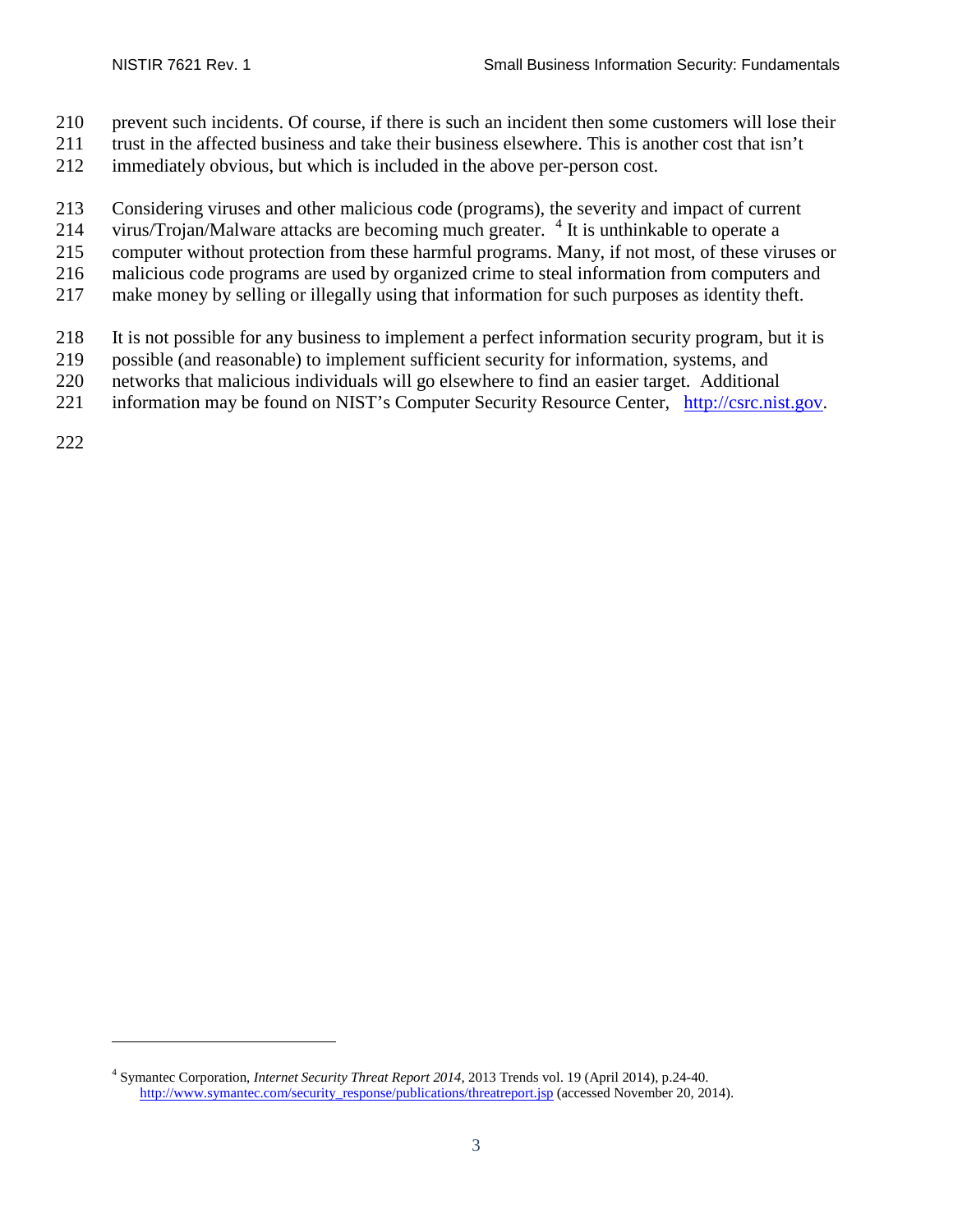prevent such incidents. Of course, if there is such an incident then some customers will lose their trust in the affected business and take their business elsewhere. This is another cost that isn't immediately obvious, but which is included in the above per-person cost.

Considering viruses and other malicious code (programs), the severity and impact of current virus/Trojan/Malware attacks are becoming much greater. [4] It is unthinkable to operate a computer without protection from these harmful programs. Many, if not most, of these viruses or malicious code programs are used by organized crime to steal information from computers and make money by selling or illegally using that information for such purposes as identity theft.

It is not possible for any business to implement a perfect information security program, but it is possible (and reasonable) to implement sufficient security for information, systems, and networks that malicious individuals will go elsewhere to find an easier target. Additional information may be found on NIST's Computer Security Resource Center, http://csrc.nist.gov.

---

[4] Symantec Corporation, *Internet Security Threat Report 2014*, 2013 Trends vol. 19 (April 2014), p.24-40. http://www.symantec.com/security_response/publications/threatreport.jsp (accessed November 20, 2014).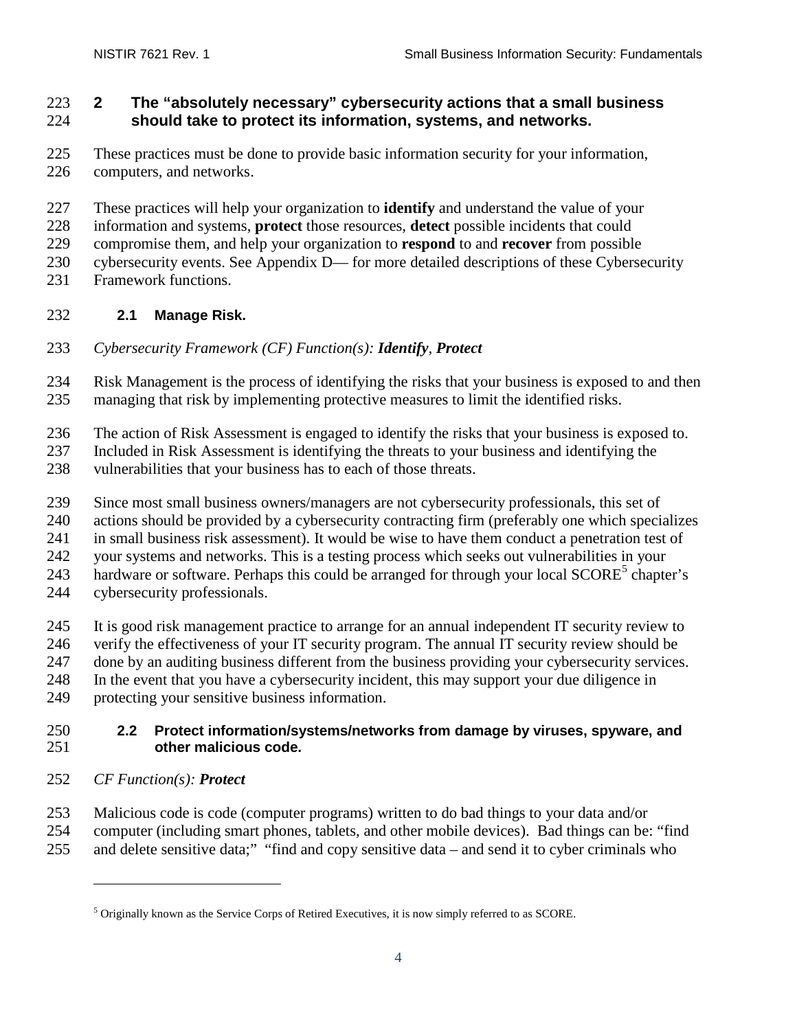# 2 The "absolutely necessary" cybersecurity actions that a small business should take to protect its information, systems, and networks.

These practices must be done to provide basic information security for your information, computers, and networks.

These practices will help your organization to **identify** and understand the value of your information and systems, **protect** those resources, **detect** possible incidents that could compromise them, and help your organization to **respond** to and **recover** from possible cybersecurity events. See Appendix D— for more detailed descriptions of these Cybersecurity Framework functions.

## 2.1 Manage Risk.

*Cybersecurity Framework (CF) Function(s):* ***Identify****,* ***Protect***

Risk Management is the process of identifying the risks that your business is exposed to and then managing that risk by implementing protective measures to limit the identified risks.

The action of Risk Assessment is engaged to identify the risks that your business is exposed to. Included in Risk Assessment is identifying the threats to your business and identifying the vulnerabilities that your business has to each of those threats.

Since most small business owners/managers are not cybersecurity professionals, this set of actions should be provided by a cybersecurity contracting firm (preferably one which specializes in small business risk assessment). It would be wise to have them conduct a penetration test of your systems and networks. This is a testing process which seeks out vulnerabilities in your hardware or software. Perhaps this could be arranged for through your local SCORE[5] chapter's cybersecurity professionals.

It is good risk management practice to arrange for an annual independent IT security review to verify the effectiveness of your IT security program. The annual IT security review should be done by an auditing business different from the business providing your cybersecurity services. In the event that you have a cybersecurity incident, this may support your due diligence in protecting your sensitive business information.

## 2.2 Protect information/systems/networks from damage by viruses, spyware, and other malicious code.

*CF Function(s):* ***Protect***

Malicious code is code (computer programs) written to do bad things to your data and/or computer (including smart phones, tablets, and other mobile devices). Bad things can be: "find and delete sensitive data;" "find and copy sensitive data – and send it to cyber criminals who

[5] Originally known as the Service Corps of Retired Executives, it is now simply referred to as SCORE.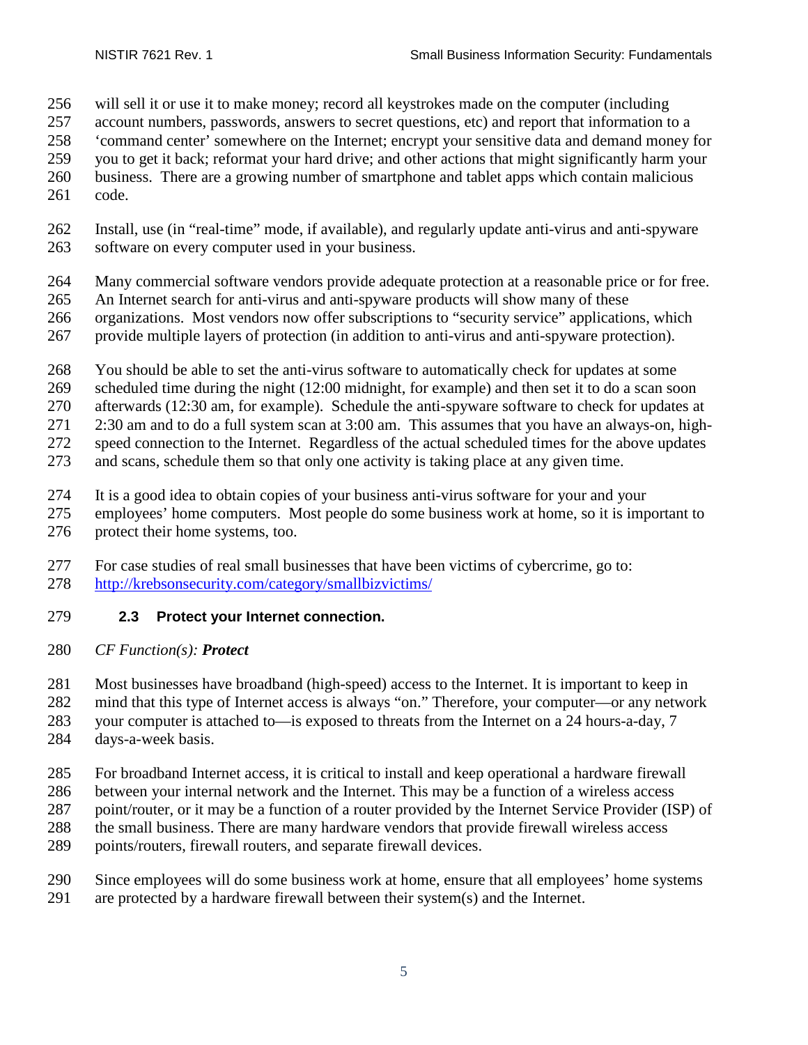will sell it or use it to make money; record all keystrokes made on the computer (including account numbers, passwords, answers to secret questions, etc) and report that information to a 'command center' somewhere on the Internet; encrypt your sensitive data and demand money for you to get it back; reformat your hard drive; and other actions that might significantly harm your business. There are a growing number of smartphone and tablet apps which contain malicious code.

Install, use (in "real-time" mode, if available), and regularly update anti-virus and anti-spyware software on every computer used in your business.

Many commercial software vendors provide adequate protection at a reasonable price or for free. An Internet search for anti-virus and anti-spyware products will show many of these organizations. Most vendors now offer subscriptions to "security service" applications, which provide multiple layers of protection (in addition to anti-virus and anti-spyware protection).

You should be able to set the anti-virus software to automatically check for updates at some scheduled time during the night (12:00 midnight, for example) and then set it to do a scan soon afterwards (12:30 am, for example). Schedule the anti-spyware software to check for updates at 2:30 am and to do a full system scan at 3:00 am. This assumes that you have an always-on, high-speed connection to the Internet. Regardless of the actual scheduled times for the above updates and scans, schedule them so that only one activity is taking place at any given time.

It is a good idea to obtain copies of your business anti-virus software for your and your employees' home computers. Most people do some business work at home, so it is important to protect their home systems, too.

For case studies of real small businesses that have been victims of cybercrime, go to: http://krebsonsecurity.com/category/smallbizvictims/

### 2.3 Protect your Internet connection.

*CF Function(s):* ***Protect***

Most businesses have broadband (high-speed) access to the Internet. It is important to keep in mind that this type of Internet access is always "on." Therefore, your computer—or any network your computer is attached to—is exposed to threats from the Internet on a 24 hours-a-day, 7 days-a-week basis.

For broadband Internet access, it is critical to install and keep operational a hardware firewall between your internal network and the Internet. This may be a function of a wireless access point/router, or it may be a function of a router provided by the Internet Service Provider (ISP) of the small business. There are many hardware vendors that provide firewall wireless access points/routers, firewall routers, and separate firewall devices.

Since employees will do some business work at home, ensure that all employees' home systems are protected by a hardware firewall between their system(s) and the Internet.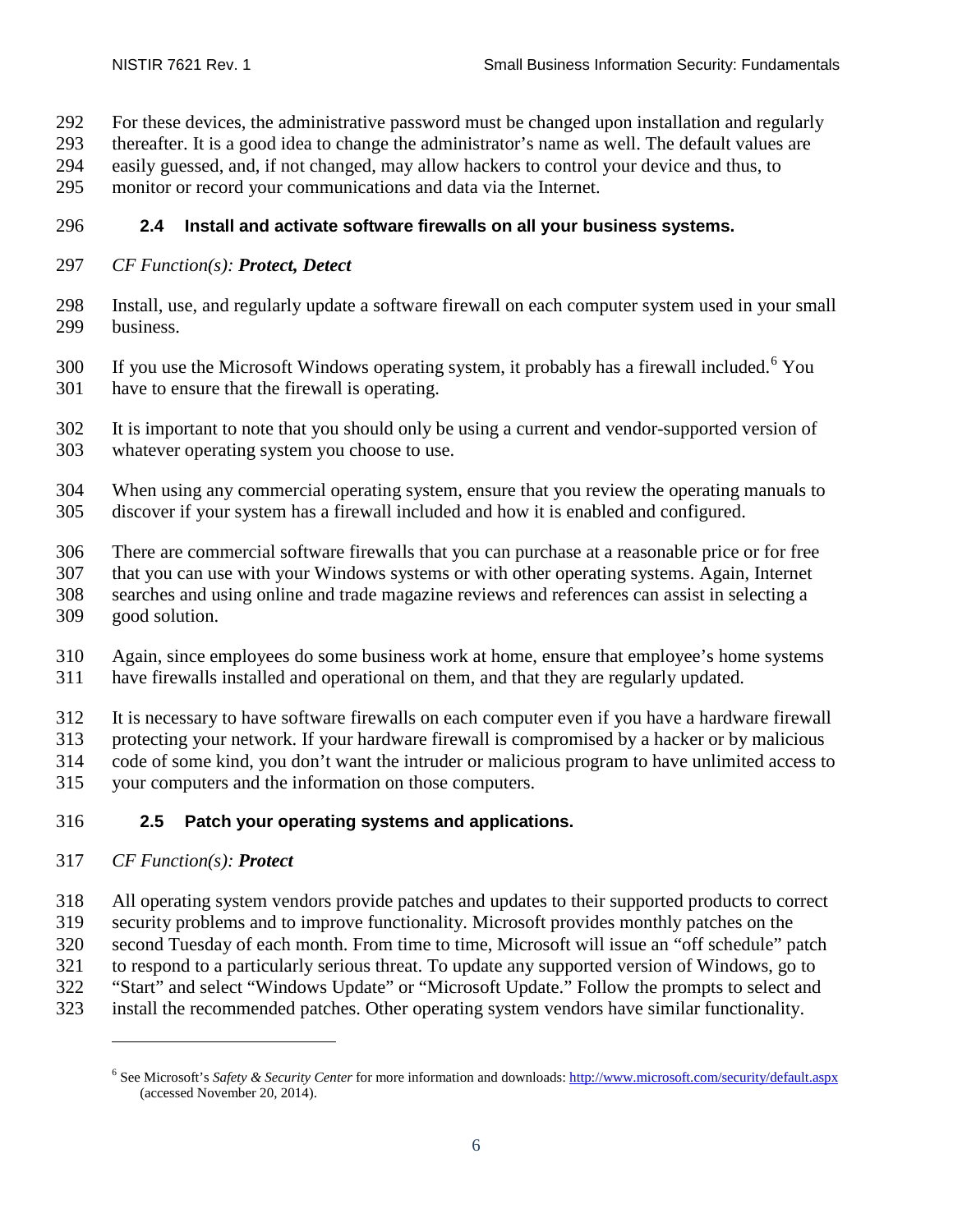For these devices, the administrative password must be changed upon installation and regularly thereafter. It is a good idea to change the administrator's name as well. The default values are easily guessed, and, if not changed, may allow hackers to control your device and thus, to monitor or record your communications and data via the Internet.

### 2.4 Install and activate software firewalls on all your business systems.

*CF Function(s):* ***Protect, Detect***

Install, use, and regularly update a software firewall on each computer system used in your small business.

If you use the Microsoft Windows operating system, it probably has a firewall included.[6] You have to ensure that the firewall is operating.

It is important to note that you should only be using a current and vendor-supported version of whatever operating system you choose to use.

When using any commercial operating system, ensure that you review the operating manuals to discover if your system has a firewall included and how it is enabled and configured.

There are commercial software firewalls that you can purchase at a reasonable price or for free that you can use with your Windows systems or with other operating systems. Again, Internet searches and using online and trade magazine reviews and references can assist in selecting a good solution.

Again, since employees do some business work at home, ensure that employee's home systems have firewalls installed and operational on them, and that they are regularly updated.

It is necessary to have software firewalls on each computer even if you have a hardware firewall protecting your network. If your hardware firewall is compromised by a hacker or by malicious code of some kind, you don't want the intruder or malicious program to have unlimited access to your computers and the information on those computers.

### 2.5 Patch your operating systems and applications.

*CF Function(s):* ***Protect***

All operating system vendors provide patches and updates to their supported products to correct security problems and to improve functionality. Microsoft provides monthly patches on the second Tuesday of each month. From time to time, Microsoft will issue an "off schedule" patch to respond to a particularly serious threat. To update any supported version of Windows, go to "Start" and select "Windows Update" or "Microsoft Update." Follow the prompts to select and install the recommended patches. Other operating system vendors have similar functionality.

---

[6] See Microsoft's *Safety & Security Center* for more information and downloads: http://www.microsoft.com/security/default.aspx (accessed November 20, 2014).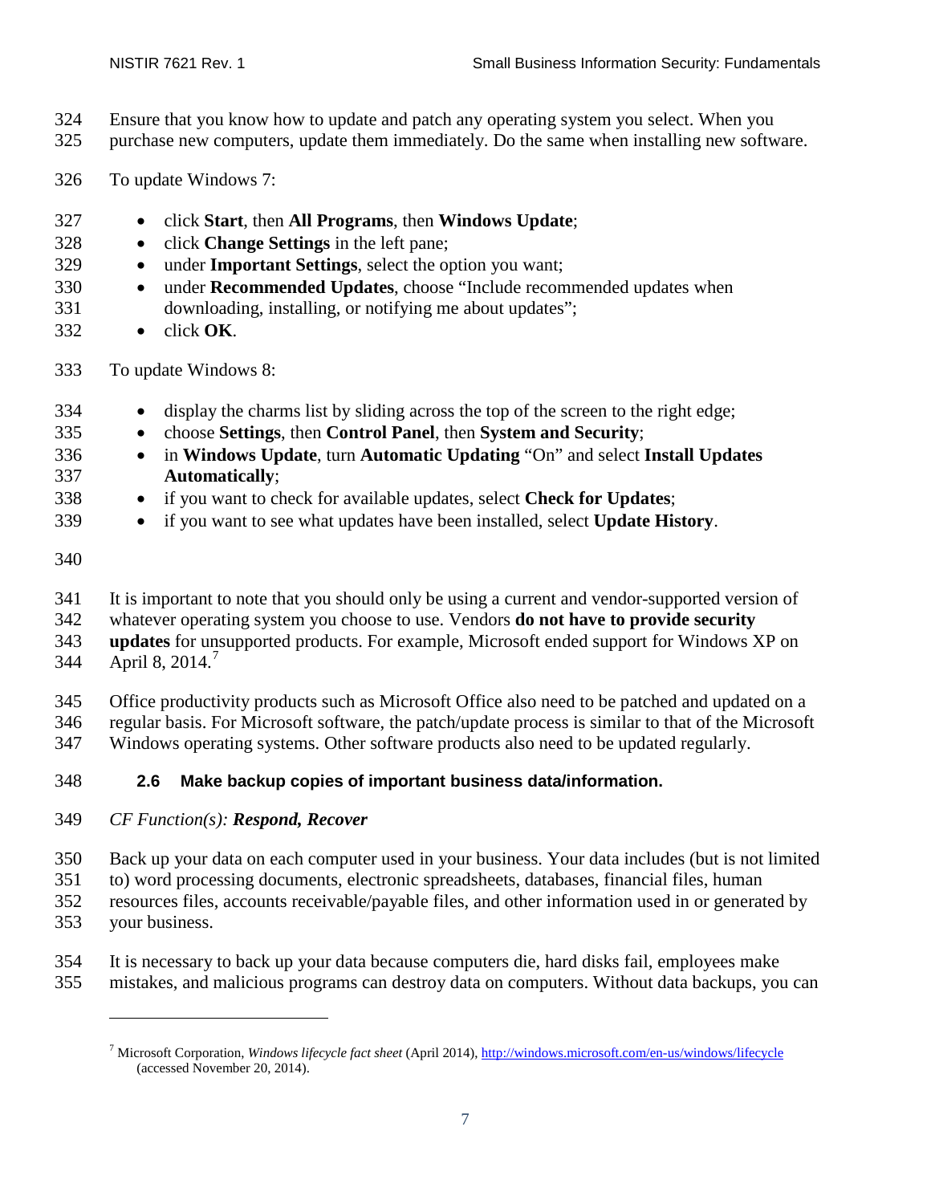Ensure that you know how to update and patch any operating system you select. When you purchase new computers, update them immediately. Do the same when installing new software.

To update Windows 7:

- click **Start**, then **All Programs**, then **Windows Update**;
- click **Change Settings** in the left pane;
- under **Important Settings**, select the option you want;
- under **Recommended Updates**, choose “Include recommended updates when downloading, installing, or notifying me about updates”;
- click **OK**.

To update Windows 8:

- display the charms list by sliding across the top of the screen to the right edge;
- choose **Settings**, then **Control Panel**, then **System and Security**;
- in **Windows Update**, turn **Automatic Updating** “On” and select **Install Updates Automatically**;
- if you want to check for available updates, select **Check for Updates**;
- if you want to see what updates have been installed, select **Update History**.

It is important to note that you should only be using a current and vendor-supported version of whatever operating system you choose to use. Vendors **do not have to provide security updates** for unsupported products. For example, Microsoft ended support for Windows XP on April 8, 2014.[7]

Office productivity products such as Microsoft Office also need to be patched and updated on a regular basis. For Microsoft software, the patch/update process is similar to that of the Microsoft Windows operating systems. Other software products also need to be updated regularly.

### 2.6 Make backup copies of important business data/information.

*CF Function(s): **Respond, Recover***

Back up your data on each computer used in your business. Your data includes (but is not limited to) word processing documents, electronic spreadsheets, databases, financial files, human resources files, accounts receivable/payable files, and other information used in or generated by your business.

It is necessary to back up your data because computers die, hard disks fail, employees make mistakes, and malicious programs can destroy data on computers. Without data backups, you can

---

[7] Microsoft Corporation, *Windows lifecycle fact sheet* (April 2014), http://windows.microsoft.com/en-us/windows/lifecycle (accessed November 20, 2014).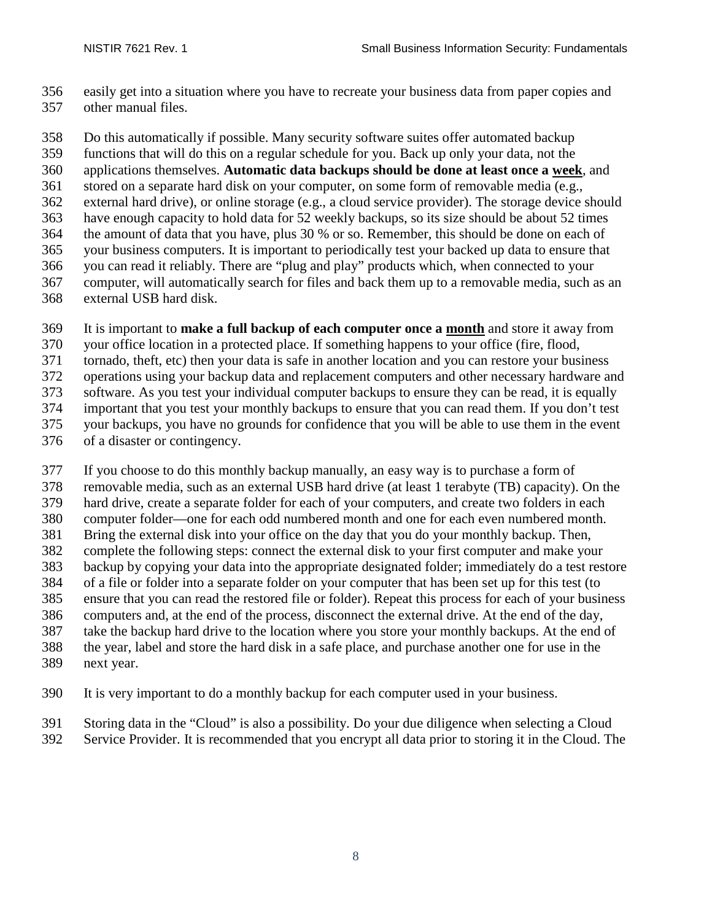easily get into a situation where you have to recreate your business data from paper copies and other manual files.

Do this automatically if possible. Many security software suites offer automated backup functions that will do this on a regular schedule for you. Back up only your data, not the applications themselves. **Automatic data backups should be done at least once a <u>week</u>**, and stored on a separate hard disk on your computer, on some form of removable media (e.g., external hard drive), or online storage (e.g., a cloud service provider). The storage device should have enough capacity to hold data for 52 weekly backups, so its size should be about 52 times the amount of data that you have, plus 30 % or so. Remember, this should be done on each of your business computers. It is important to periodically test your backed up data to ensure that you can read it reliably. There are "plug and play" products which, when connected to your computer, will automatically search for files and back them up to a removable media, such as an external USB hard disk.

It is important to **make a full backup of each computer once a <u>month</u>** and store it away from your office location in a protected place. If something happens to your office (fire, flood, tornado, theft, etc) then your data is safe in another location and you can restore your business operations using your backup data and replacement computers and other necessary hardware and software. As you test your individual computer backups to ensure they can be read, it is equally important that you test your monthly backups to ensure that you can read them. If you don't test your backups, you have no grounds for confidence that you will be able to use them in the event of a disaster or contingency.

If you choose to do this monthly backup manually, an easy way is to purchase a form of removable media, such as an external USB hard drive (at least 1 terabyte (TB) capacity). On the hard drive, create a separate folder for each of your computers, and create two folders in each computer folder—one for each odd numbered month and one for each even numbered month. Bring the external disk into your office on the day that you do your monthly backup. Then, complete the following steps: connect the external disk to your first computer and make your backup by copying your data into the appropriate designated folder; immediately do a test restore of a file or folder into a separate folder on your computer that has been set up for this test (to ensure that you can read the restored file or folder). Repeat this process for each of your business computers and, at the end of the process, disconnect the external drive. At the end of the day, take the backup hard drive to the location where you store your monthly backups. At the end of the year, label and store the hard disk in a safe place, and purchase another one for use in the next year.

It is very important to do a monthly backup for each computer used in your business.

Storing data in the "Cloud" is also a possibility. Do your due diligence when selecting a Cloud Service Provider. It is recommended that you encrypt all data prior to storing it in the Cloud. The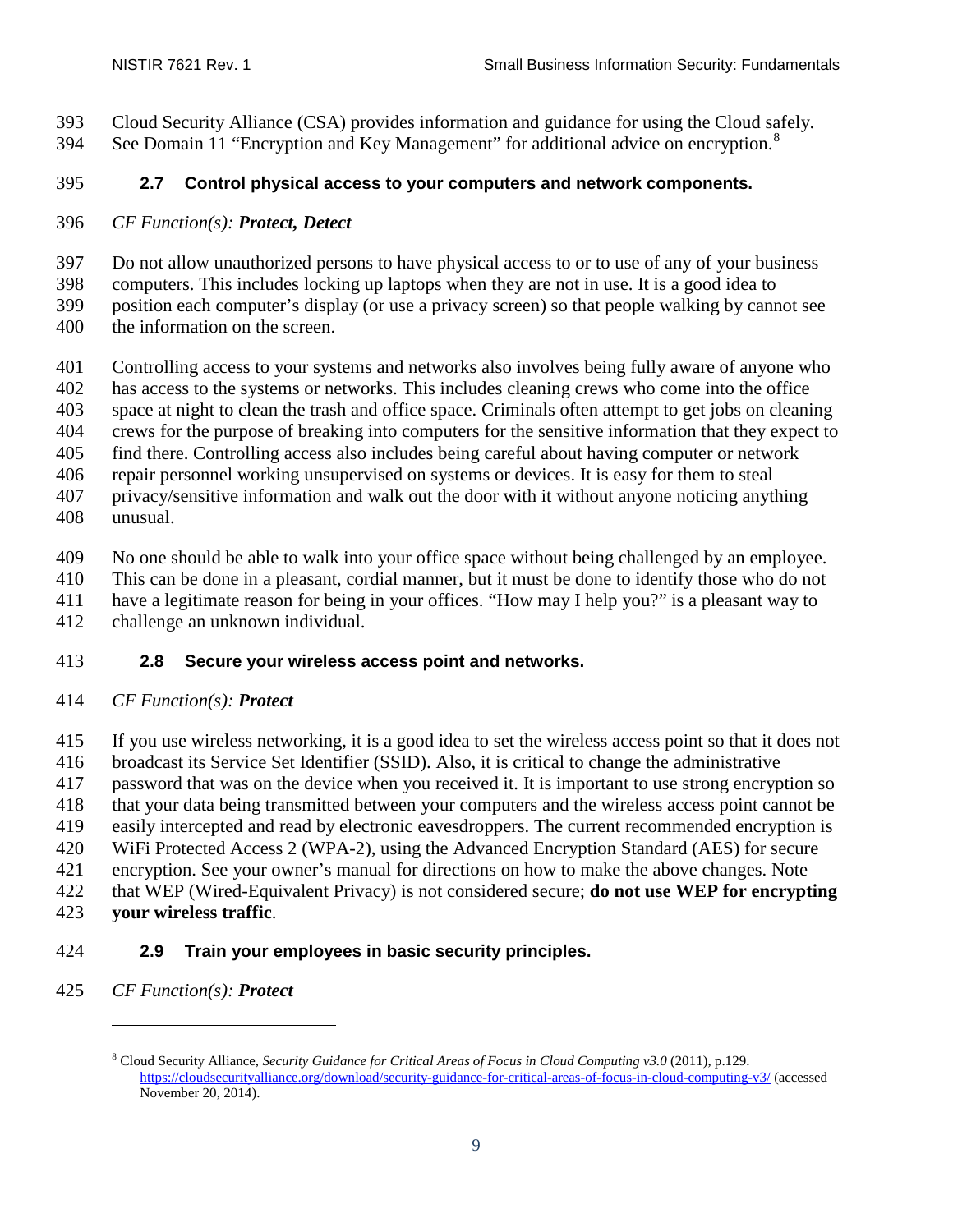Cloud Security Alliance (CSA) provides information and guidance for using the Cloud safely. See Domain 11 "Encryption and Key Management" for additional advice on encryption.[8]

### 2.7 Control physical access to your computers and network components.

*CF Function(s):* ***Protect, Detect***

Do not allow unauthorized persons to have physical access to or to use of any of your business computers. This includes locking up laptops when they are not in use. It is a good idea to position each computer's display (or use a privacy screen) so that people walking by cannot see the information on the screen.

Controlling access to your systems and networks also involves being fully aware of anyone who has access to the systems or networks. This includes cleaning crews who come into the office space at night to clean the trash and office space. Criminals often attempt to get jobs on cleaning crews for the purpose of breaking into computers for the sensitive information that they expect to find there. Controlling access also includes being careful about having computer or network repair personnel working unsupervised on systems or devices. It is easy for them to steal privacy/sensitive information and walk out the door with it without anyone noticing anything unusual.

No one should be able to walk into your office space without being challenged by an employee. This can be done in a pleasant, cordial manner, but it must be done to identify those who do not have a legitimate reason for being in your offices. "How may I help you?" is a pleasant way to challenge an unknown individual.

### 2.8 Secure your wireless access point and networks.

*CF Function(s):* ***Protect***

If you use wireless networking, it is a good idea to set the wireless access point so that it does not broadcast its Service Set Identifier (SSID). Also, it is critical to change the administrative password that was on the device when you received it. It is important to use strong encryption so that your data being transmitted between your computers and the wireless access point cannot be easily intercepted and read by electronic eavesdroppers. The current recommended encryption is WiFi Protected Access 2 (WPA-2), using the Advanced Encryption Standard (AES) for secure encryption. See your owner's manual for directions on how to make the above changes. Note that WEP (Wired-Equivalent Privacy) is not considered secure; **do not use WEP for encrypting your wireless traffic**.

### 2.9 Train your employees in basic security principles.

*CF Function(s):* ***Protect***

---

[8] Cloud Security Alliance, *Security Guidance for Critical Areas of Focus in Cloud Computing v3.0* (2011), p.129. https://cloudsecurityalliance.org/download/security-guidance-for-critical-areas-of-focus-in-cloud-computing-v3/ (accessed November 20, 2014).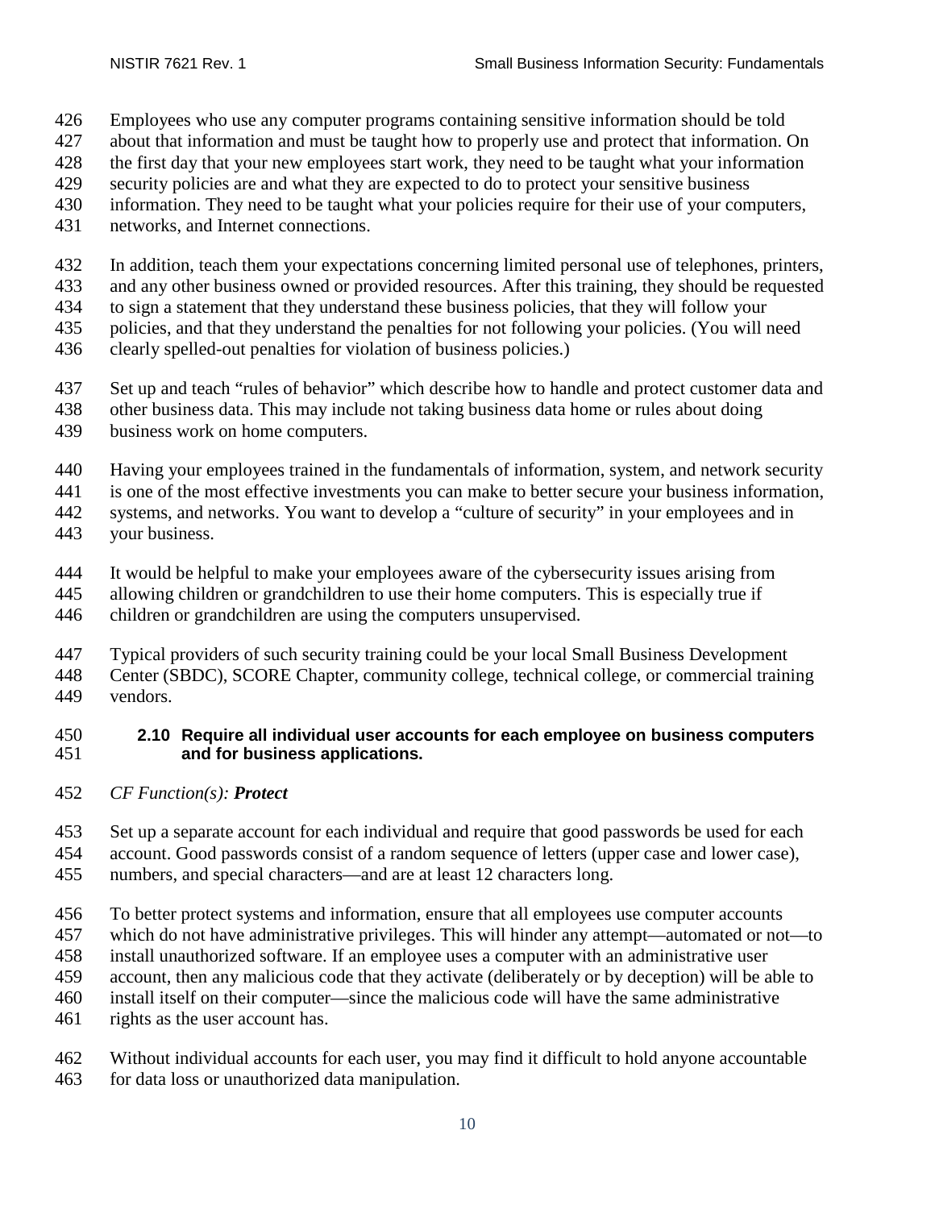Employees who use any computer programs containing sensitive information should be told about that information and must be taught how to properly use and protect that information. On the first day that your new employees start work, they need to be taught what your information security policies are and what they are expected to do to protect your sensitive business information. They need to be taught what your policies require for their use of your computers, networks, and Internet connections.

In addition, teach them your expectations concerning limited personal use of telephones, printers, and any other business owned or provided resources. After this training, they should be requested to sign a statement that they understand these business policies, that they will follow your policies, and that they understand the penalties for not following your policies. (You will need clearly spelled-out penalties for violation of business policies.)

Set up and teach "rules of behavior" which describe how to handle and protect customer data and other business data. This may include not taking business data home or rules about doing business work on home computers.

Having your employees trained in the fundamentals of information, system, and network security is one of the most effective investments you can make to better secure your business information, systems, and networks. You want to develop a "culture of security" in your employees and in your business.

It would be helpful to make your employees aware of the cybersecurity issues arising from allowing children or grandchildren to use their home computers. This is especially true if children or grandchildren are using the computers unsupervised.

Typical providers of such security training could be your local Small Business Development Center (SBDC), SCORE Chapter, community college, technical college, or commercial training vendors.

### 2.10 Require all individual user accounts for each employee on business computers and for business applications.

*CF Function(s): **Protect***

Set up a separate account for each individual and require that good passwords be used for each account. Good passwords consist of a random sequence of letters (upper case and lower case), numbers, and special characters—and are at least 12 characters long.

To better protect systems and information, ensure that all employees use computer accounts which do not have administrative privileges. This will hinder any attempt—automated or not—to install unauthorized software. If an employee uses a computer with an administrative user account, then any malicious code that they activate (deliberately or by deception) will be able to install itself on their computer—since the malicious code will have the same administrative rights as the user account has.

Without individual accounts for each user, you may find it difficult to hold anyone accountable for data loss or unauthorized data manipulation.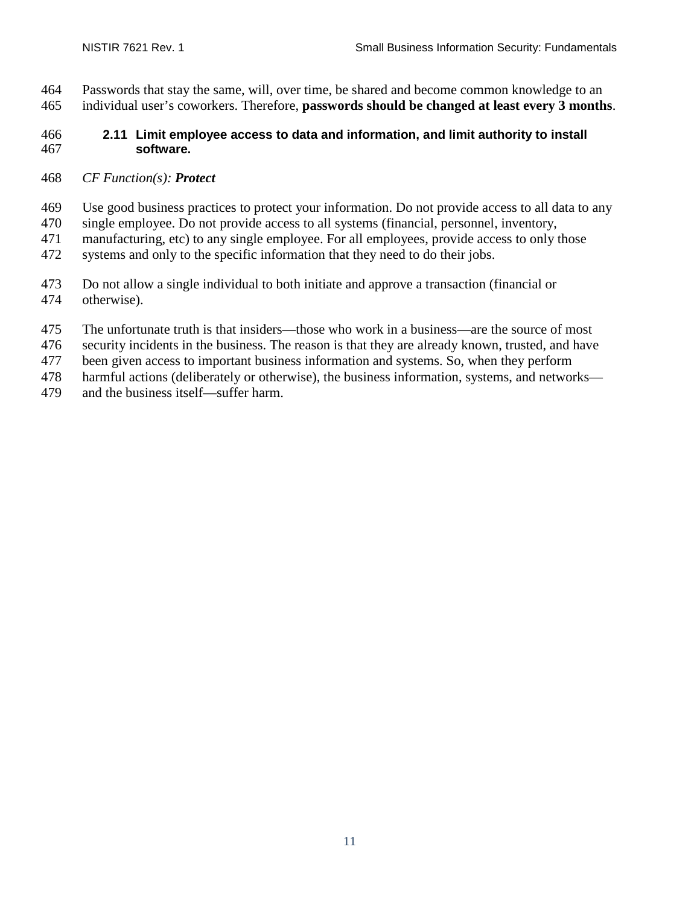Passwords that stay the same, will, over time, be shared and become common knowledge to an individual user's coworkers. Therefore, **passwords should be changed at least every 3 months**.

### 2.11 Limit employee access to data and information, and limit authority to install software.

*CF Function(s):* ***Protect***

Use good business practices to protect your information. Do not provide access to all data to any single employee. Do not provide access to all systems (financial, personnel, inventory, manufacturing, etc) to any single employee. For all employees, provide access to only those systems and only to the specific information that they need to do their jobs.

Do not allow a single individual to both initiate and approve a transaction (financial or otherwise).

The unfortunate truth is that insiders—those who work in a business—are the source of most security incidents in the business. The reason is that they are already known, trusted, and have been given access to important business information and systems. So, when they perform harmful actions (deliberately or otherwise), the business information, systems, and networks—and the business itself—suffer harm.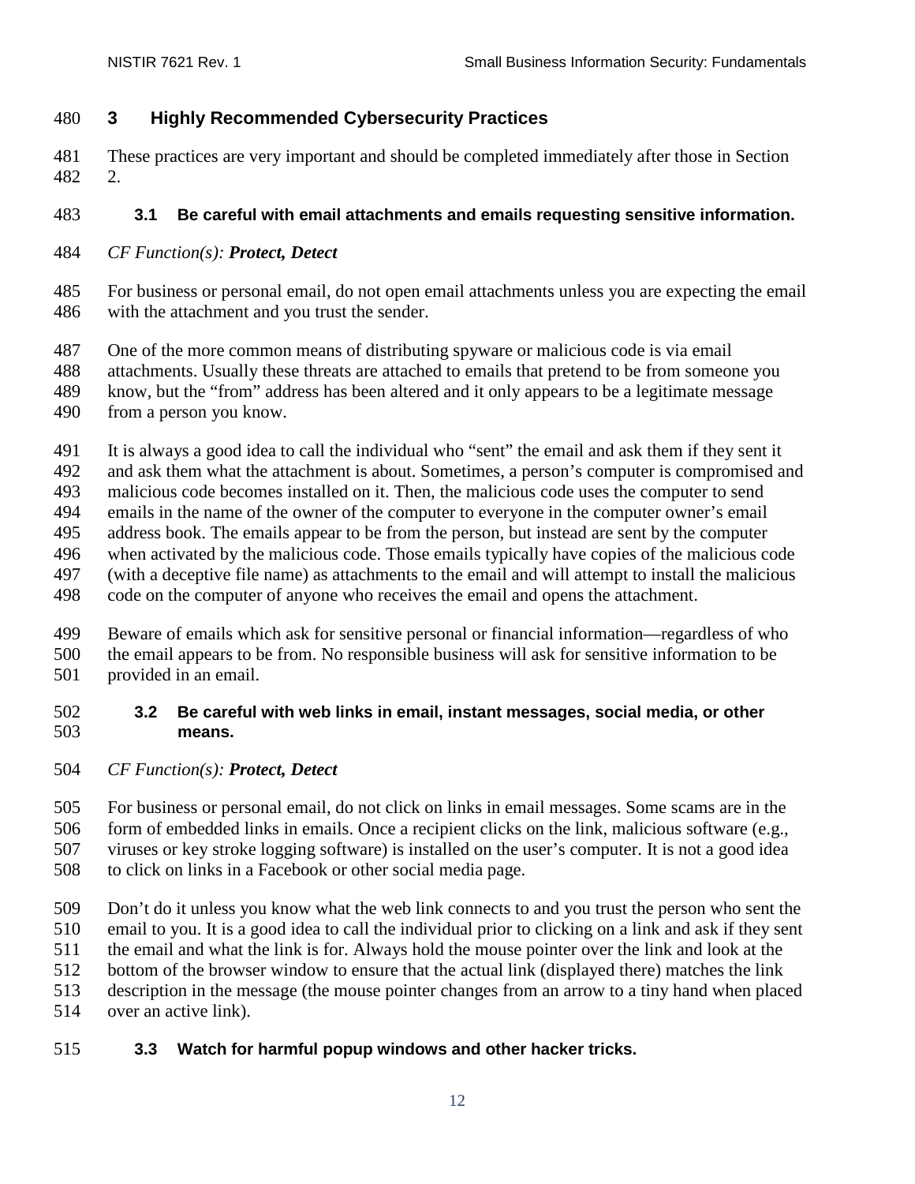# 3 Highly Recommended Cybersecurity Practices

These practices are very important and should be completed immediately after those in Section 2.

## 3.1 Be careful with email attachments and emails requesting sensitive information.

*CF Function(s): **Protect, Detect***

For business or personal email, do not open email attachments unless you are expecting the email with the attachment and you trust the sender.

One of the more common means of distributing spyware or malicious code is via email attachments. Usually these threats are attached to emails that pretend to be from someone you know, but the "from" address has been altered and it only appears to be a legitimate message from a person you know.

It is always a good idea to call the individual who "sent" the email and ask them if they sent it and ask them what the attachment is about. Sometimes, a person's computer is compromised and malicious code becomes installed on it. Then, the malicious code uses the computer to send emails in the name of the owner of the computer to everyone in the computer owner's email address book. The emails appear to be from the person, but instead are sent by the computer when activated by the malicious code. Those emails typically have copies of the malicious code (with a deceptive file name) as attachments to the email and will attempt to install the malicious code on the computer of anyone who receives the email and opens the attachment.

Beware of emails which ask for sensitive personal or financial information—regardless of who the email appears to be from. No responsible business will ask for sensitive information to be provided in an email.

## 3.2 Be careful with web links in email, instant messages, social media, or other means.

*CF Function(s): **Protect, Detect***

For business or personal email, do not click on links in email messages. Some scams are in the form of embedded links in emails. Once a recipient clicks on the link, malicious software (e.g., viruses or key stroke logging software) is installed on the user's computer. It is not a good idea to click on links in a Facebook or other social media page.

Don't do it unless you know what the web link connects to and you trust the person who sent the email to you. It is a good idea to call the individual prior to clicking on a link and ask if they sent the email and what the link is for. Always hold the mouse pointer over the link and look at the bottom of the browser window to ensure that the actual link (displayed there) matches the link description in the message (the mouse pointer changes from an arrow to a tiny hand when placed over an active link).

## 3.3 Watch for harmful popup windows and other hacker tricks.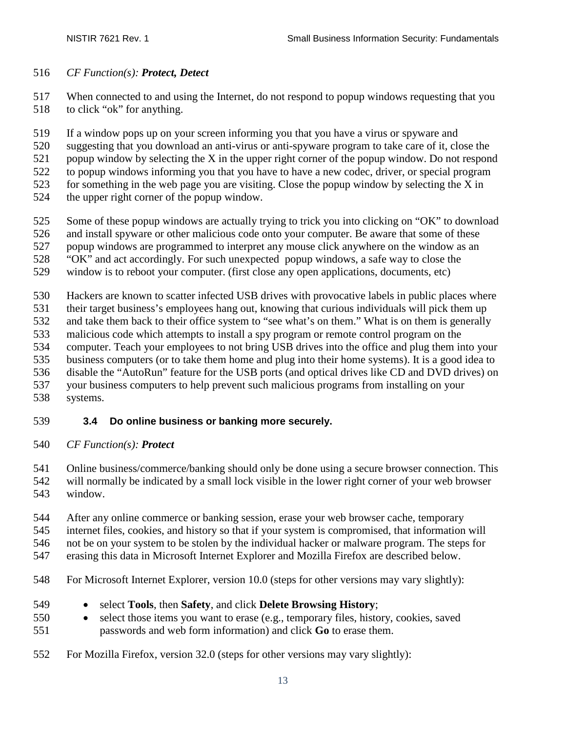*CF Function(s): **Protect, Detect***

When connected to and using the Internet, do not respond to popup windows requesting that you to click “ok” for anything.

If a window pops up on your screen informing you that you have a virus or spyware and suggesting that you download an anti-virus or anti-spyware program to take care of it, close the popup window by selecting the X in the upper right corner of the popup window. Do not respond to popup windows informing you that you have to have a new codec, driver, or special program for something in the web page you are visiting. Close the popup window by selecting the X in the upper right corner of the popup window.

Some of these popup windows are actually trying to trick you into clicking on “OK” to download and install spyware or other malicious code onto your computer. Be aware that some of these popup windows are programmed to interpret any mouse click anywhere on the window as an “OK” and act accordingly. For such unexpected popup windows, a safe way to close the window is to reboot your computer. (first close any open applications, documents, etc)

Hackers are known to scatter infected USB drives with provocative labels in public places where their target business’s employees hang out, knowing that curious individuals will pick them up and take them back to their office system to “see what’s on them.” What is on them is generally malicious code which attempts to install a spy program or remote control program on the computer. Teach your employees to not bring USB drives into the office and plug them into your business computers (or to take them home and plug into their home systems). It is a good idea to disable the “AutoRun” feature for the USB ports (and optical drives like CD and DVD drives) on your business computers to help prevent such malicious programs from installing on your systems.

### 3.4 Do online business or banking more securely.

*CF Function(s): **Protect***

Online business/commerce/banking should only be done using a secure browser connection. This will normally be indicated by a small lock visible in the lower right corner of your web browser window.

After any online commerce or banking session, erase your web browser cache, temporary internet files, cookies, and history so that if your system is compromised, that information will not be on your system to be stolen by the individual hacker or malware program. The steps for erasing this data in Microsoft Internet Explorer and Mozilla Firefox are described below.

For Microsoft Internet Explorer, version 10.0 (steps for other versions may vary slightly):

- select **Tools**, then **Safety**, and click **Delete Browsing History**;
- select those items you want to erase (e.g., temporary files, history, cookies, saved passwords and web form information) and click **Go** to erase them.

For Mozilla Firefox, version 32.0 (steps for other versions may vary slightly):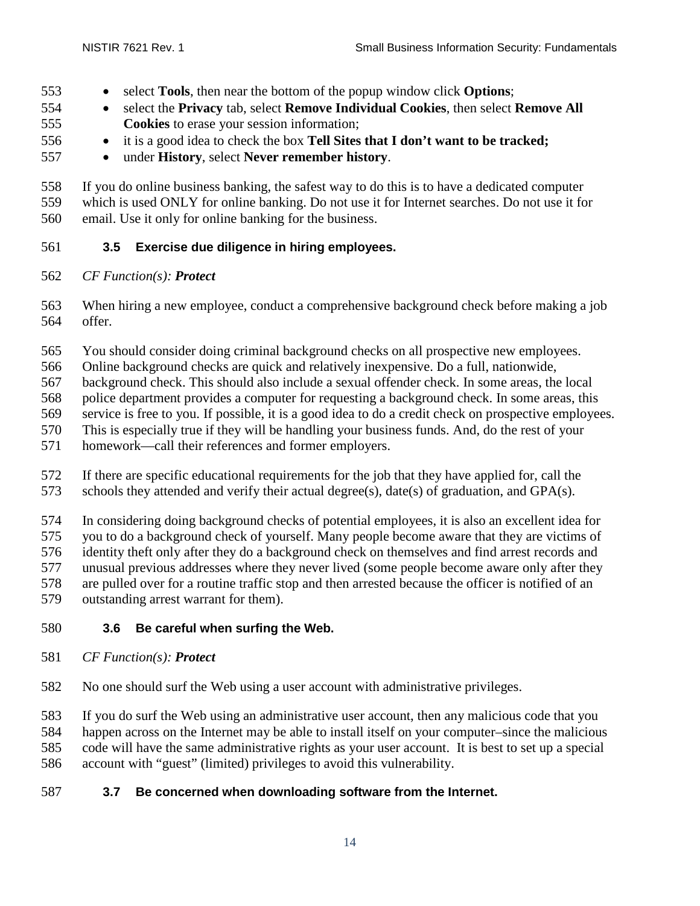- select **Tools**, then near the bottom of the popup window click **Options**;
- select the **Privacy** tab, select **Remove Individual Cookies**, then select **Remove All Cookies** to erase your session information;
- it is a good idea to check the box **Tell Sites that I don't want to be tracked;**
- under **History**, select **Never remember history**.

If you do online business banking, the safest way to do this is to have a dedicated computer which is used ONLY for online banking. Do not use it for Internet searches. Do not use it for email. Use it only for online banking for the business.

### 3.5 Exercise due diligence in hiring employees.

*CF Function(s): **Protect***

When hiring a new employee, conduct a comprehensive background check before making a job offer.

You should consider doing criminal background checks on all prospective new employees. Online background checks are quick and relatively inexpensive. Do a full, nationwide, background check. This should also include a sexual offender check. In some areas, the local police department provides a computer for requesting a background check. In some areas, this service is free to you. If possible, it is a good idea to do a credit check on prospective employees. This is especially true if they will be handling your business funds. And, do the rest of your homework—call their references and former employers.

If there are specific educational requirements for the job that they have applied for, call the schools they attended and verify their actual degree(s), date(s) of graduation, and GPA(s).

In considering doing background checks of potential employees, it is also an excellent idea for you to do a background check of yourself. Many people become aware that they are victims of identity theft only after they do a background check on themselves and find arrest records and unusual previous addresses where they never lived (some people become aware only after they are pulled over for a routine traffic stop and then arrested because the officer is notified of an outstanding arrest warrant for them).

### 3.6 Be careful when surfing the Web.

*CF Function(s): **Protect***

No one should surf the Web using a user account with administrative privileges.

If you do surf the Web using an administrative user account, then any malicious code that you happen across on the Internet may be able to install itself on your computer–since the malicious code will have the same administrative rights as your user account. It is best to set up a special account with "guest" (limited) privileges to avoid this vulnerability.

### 3.7 Be concerned when downloading software from the Internet.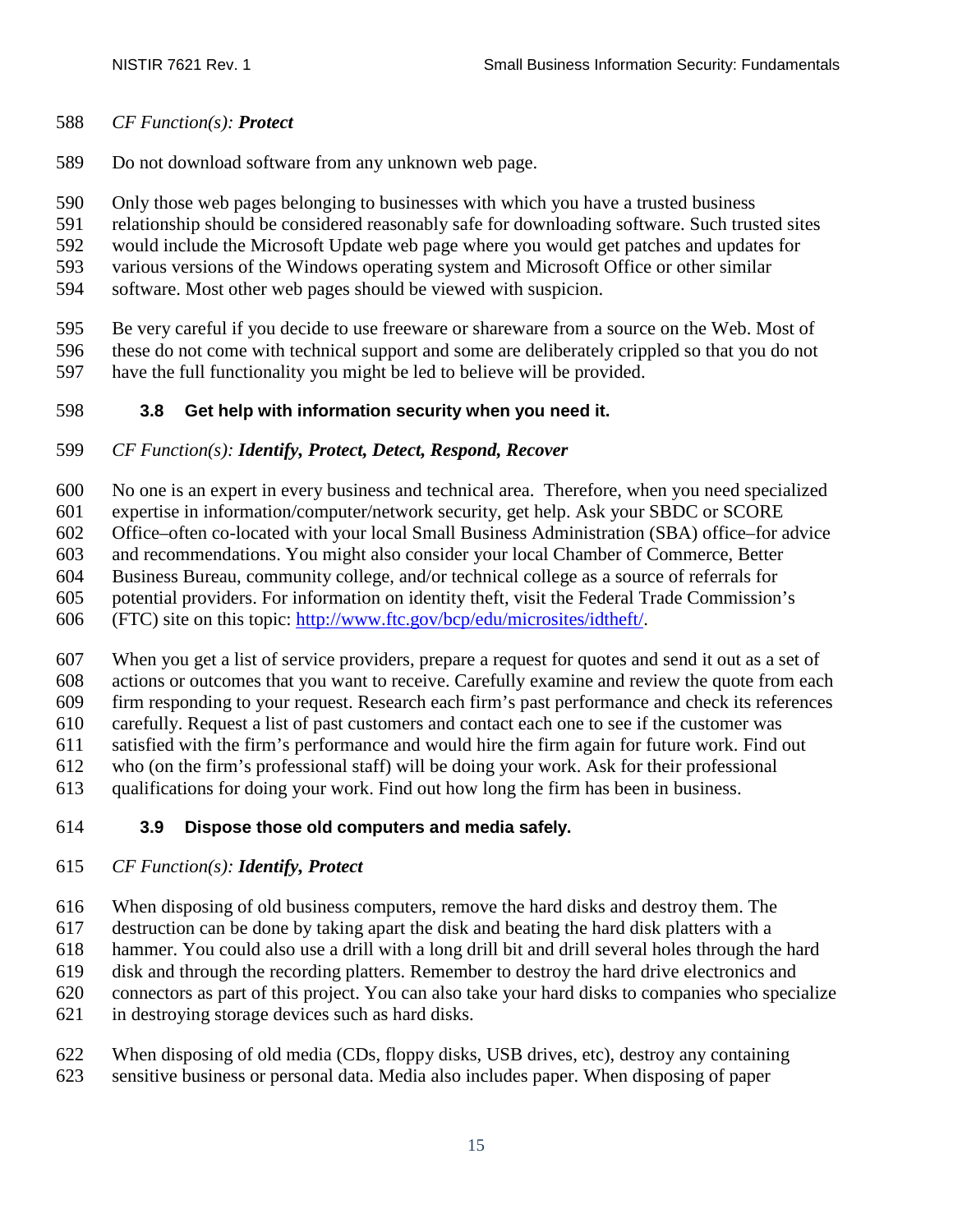*CF Function(s):* ***Protect***

Do not download software from any unknown web page.

Only those web pages belonging to businesses with which you have a trusted business relationship should be considered reasonably safe for downloading software. Such trusted sites would include the Microsoft Update web page where you would get patches and updates for various versions of the Windows operating system and Microsoft Office or other similar software. Most other web pages should be viewed with suspicion.

Be very careful if you decide to use freeware or shareware from a source on the Web. Most of these do not come with technical support and some are deliberately crippled so that you do not have the full functionality you might be led to believe will be provided.

### 3.8 Get help with information security when you need it.

*CF Function(s):* ***Identify, Protect, Detect, Respond, Recover***

No one is an expert in every business and technical area. Therefore, when you need specialized expertise in information/computer/network security, get help. Ask your SBDC or SCORE Office–often co-located with your local Small Business Administration (SBA) office–for advice and recommendations. You might also consider your local Chamber of Commerce, Better Business Bureau, community college, and/or technical college as a source of referrals for potential providers. For information on identity theft, visit the Federal Trade Commission's (FTC) site on this topic: [http://www.ftc.gov/bcp/edu/microsites/idtheft/](http://www.ftc.gov/bcp/edu/microsites/idtheft/).

When you get a list of service providers, prepare a request for quotes and send it out as a set of actions or outcomes that you want to receive. Carefully examine and review the quote from each firm responding to your request. Research each firm's past performance and check its references carefully. Request a list of past customers and contact each one to see if the customer was satisfied with the firm's performance and would hire the firm again for future work. Find out who (on the firm's professional staff) will be doing your work. Ask for their professional qualifications for doing your work. Find out how long the firm has been in business.

### 3.9 Dispose those old computers and media safely.

*CF Function(s):* ***Identify, Protect***

When disposing of old business computers, remove the hard disks and destroy them. The destruction can be done by taking apart the disk and beating the hard disk platters with a hammer. You could also use a drill with a long drill bit and drill several holes through the hard disk and through the recording platters. Remember to destroy the hard drive electronics and connectors as part of this project. You can also take your hard disks to companies who specialize in destroying storage devices such as hard disks.

When disposing of old media (CDs, floppy disks, USB drives, etc), destroy any containing sensitive business or personal data. Media also includes paper. When disposing of paper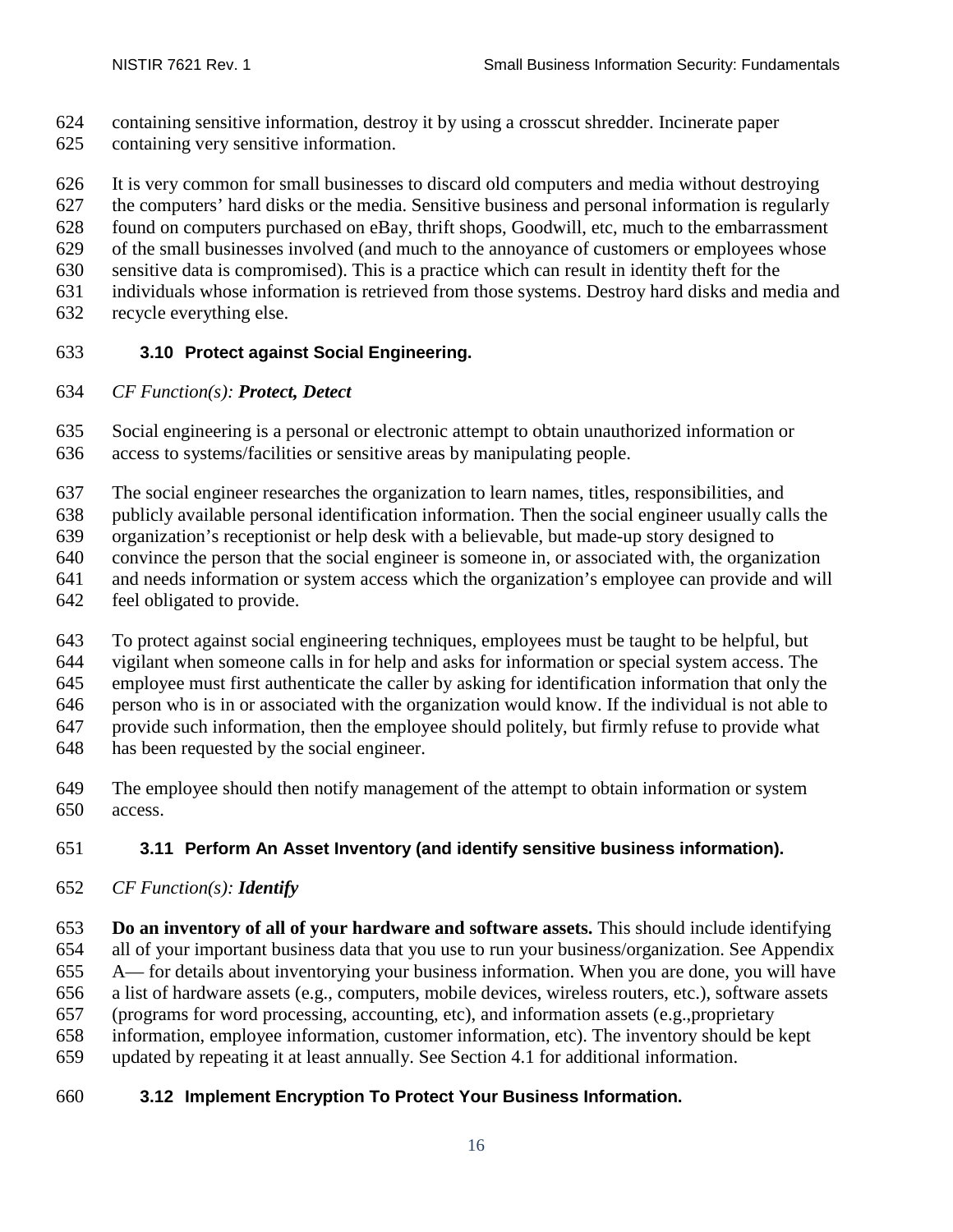containing sensitive information, destroy it by using a crosscut shredder. Incinerate paper containing very sensitive information.

It is very common for small businesses to discard old computers and media without destroying the computers' hard disks or the media. Sensitive business and personal information is regularly found on computers purchased on eBay, thrift shops, Goodwill, etc, much to the embarrassment of the small businesses involved (and much to the annoyance of customers or employees whose sensitive data is compromised). This is a practice which can result in identity theft for the individuals whose information is retrieved from those systems. Destroy hard disks and media and recycle everything else.

### 3.10 Protect against Social Engineering.

*CF Function(s): **Protect, Detect***

Social engineering is a personal or electronic attempt to obtain unauthorized information or access to systems/facilities or sensitive areas by manipulating people.

The social engineer researches the organization to learn names, titles, responsibilities, and publicly available personal identification information. Then the social engineer usually calls the organization's receptionist or help desk with a believable, but made-up story designed to convince the person that the social engineer is someone in, or associated with, the organization and needs information or system access which the organization's employee can provide and will feel obligated to provide.

To protect against social engineering techniques, employees must be taught to be helpful, but vigilant when someone calls in for help and asks for information or special system access. The employee must first authenticate the caller by asking for identification information that only the person who is in or associated with the organization would know. If the individual is not able to provide such information, then the employee should politely, but firmly refuse to provide what has been requested by the social engineer.

The employee should then notify management of the attempt to obtain information or system access.

### 3.11 Perform An Asset Inventory (and identify sensitive business information).

*CF Function(s): **Identify***

**Do an inventory of all of your hardware and software assets.** This should include identifying all of your important business data that you use to run your business/organization. See Appendix A— for details about inventorying your business information. When you are done, you will have a list of hardware assets (e.g., computers, mobile devices, wireless routers, etc.), software assets (programs for word processing, accounting, etc), and information assets (e.g.,proprietary information, employee information, customer information, etc). The inventory should be kept updated by repeating it at least annually. See Section 4.1 for additional information.

### 3.12 Implement Encryption To Protect Your Business Information.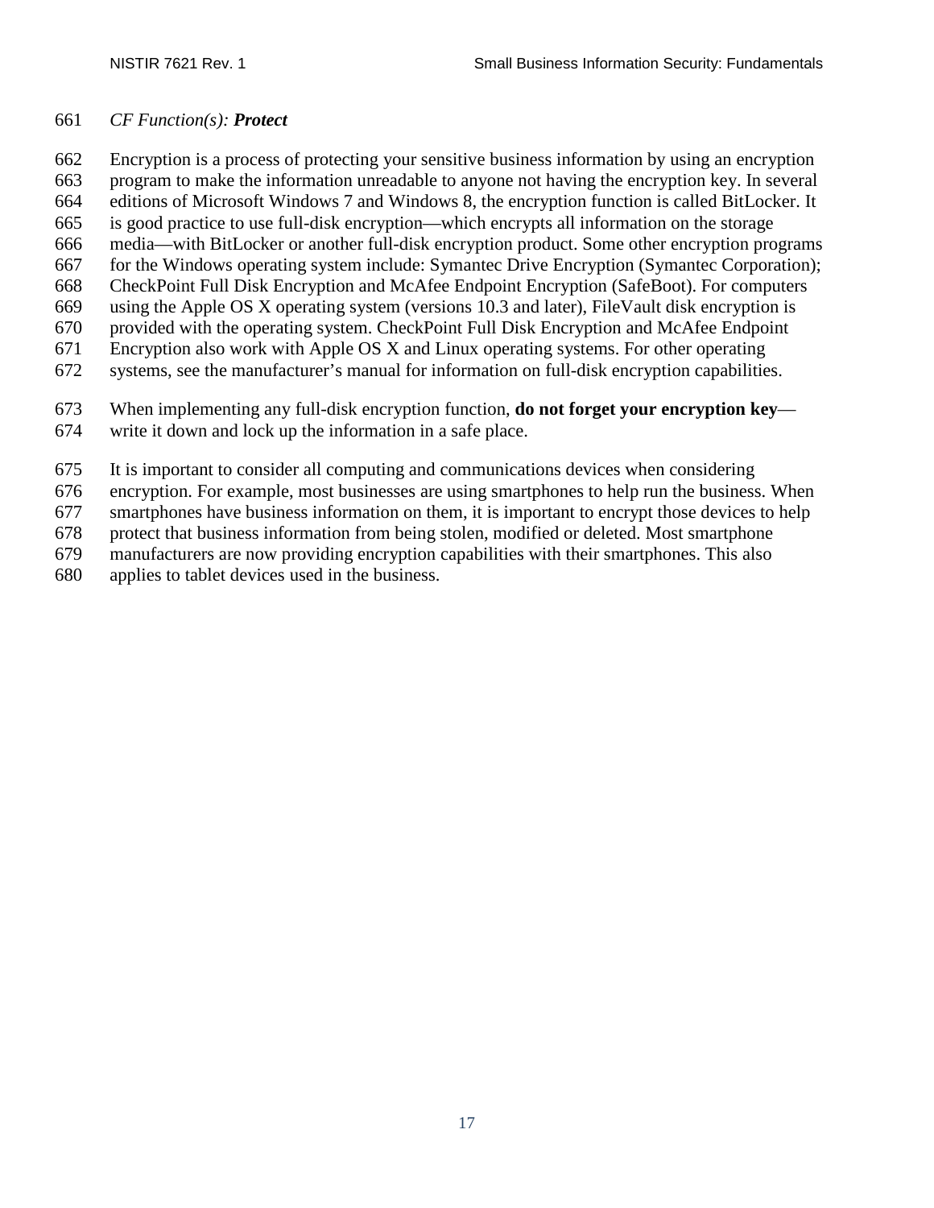*CF Function(s): **Protect***

Encryption is a process of protecting your sensitive business information by using an encryption program to make the information unreadable to anyone not having the encryption key. In several editions of Microsoft Windows 7 and Windows 8, the encryption function is called BitLocker. It is good practice to use full-disk encryption—which encrypts all information on the storage media—with BitLocker or another full-disk encryption product. Some other encryption programs for the Windows operating system include: Symantec Drive Encryption (Symantec Corporation); CheckPoint Full Disk Encryption and McAfee Endpoint Encryption (SafeBoot). For computers using the Apple OS X operating system (versions 10.3 and later), FileVault disk encryption is provided with the operating system. CheckPoint Full Disk Encryption and McAfee Endpoint Encryption also work with Apple OS X and Linux operating systems. For other operating systems, see the manufacturer's manual for information on full-disk encryption capabilities.

When implementing any full-disk encryption function, **do not forget your encryption key**—write it down and lock up the information in a safe place.

It is important to consider all computing and communications devices when considering encryption. For example, most businesses are using smartphones to help run the business. When smartphones have business information on them, it is important to encrypt those devices to help protect that business information from being stolen, modified or deleted. Most smartphone manufacturers are now providing encryption capabilities with their smartphones. This also applies to tablet devices used in the business.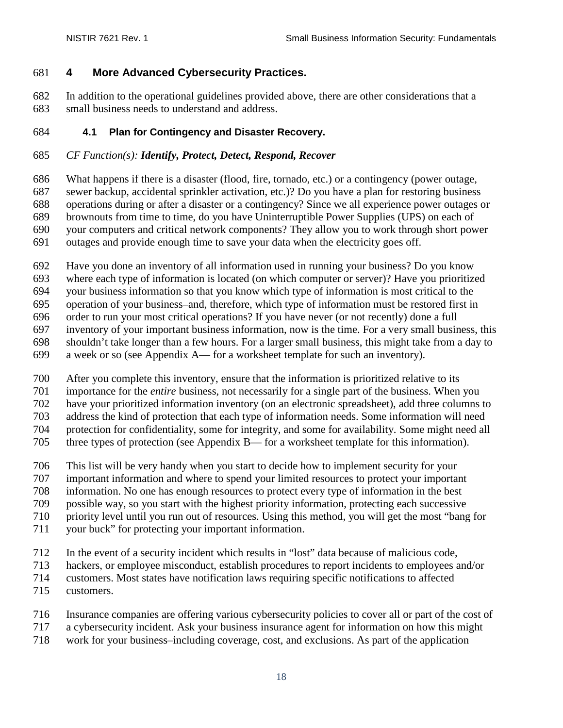# 4 More Advanced Cybersecurity Practices.

In addition to the operational guidelines provided above, there are other considerations that a small business needs to understand and address.

## 4.1 Plan for Contingency and Disaster Recovery.

*CF Function(s): **Identify, Protect, Detect, Respond, Recover***

What happens if there is a disaster (flood, fire, tornado, etc.) or a contingency (power outage, sewer backup, accidental sprinkler activation, etc.)? Do you have a plan for restoring business operations during or after a disaster or a contingency? Since we all experience power outages or brownouts from time to time, do you have Uninterruptible Power Supplies (UPS) on each of your computers and critical network components? They allow you to work through short power outages and provide enough time to save your data when the electricity goes off.

Have you done an inventory of all information used in running your business? Do you know where each type of information is located (on which computer or server)? Have you prioritized your business information so that you know which type of information is most critical to the operation of your business–and, therefore, which type of information must be restored first in order to run your most critical operations? If you have never (or not recently) done a full inventory of your important business information, now is the time. For a very small business, this shouldn't take longer than a few hours. For a larger small business, this might take from a day to a week or so (see Appendix A— for a worksheet template for such an inventory).

After you complete this inventory, ensure that the information is prioritized relative to its importance for the *entire* business, not necessarily for a single part of the business. When you have your prioritized information inventory (on an electronic spreadsheet), add three columns to address the kind of protection that each type of information needs. Some information will need protection for confidentiality, some for integrity, and some for availability. Some might need all three types of protection (see Appendix B— for a worksheet template for this information).

This list will be very handy when you start to decide how to implement security for your important information and where to spend your limited resources to protect your important information. No one has enough resources to protect every type of information in the best possible way, so you start with the highest priority information, protecting each successive priority level until you run out of resources. Using this method, you will get the most "bang for your buck" for protecting your important information.

In the event of a security incident which results in "lost" data because of malicious code, hackers, or employee misconduct, establish procedures to report incidents to employees and/or customers. Most states have notification laws requiring specific notifications to affected customers.

Insurance companies are offering various cybersecurity policies to cover all or part of the cost of a cybersecurity incident. Ask your business insurance agent for information on how this might work for your business–including coverage, cost, and exclusions. As part of the application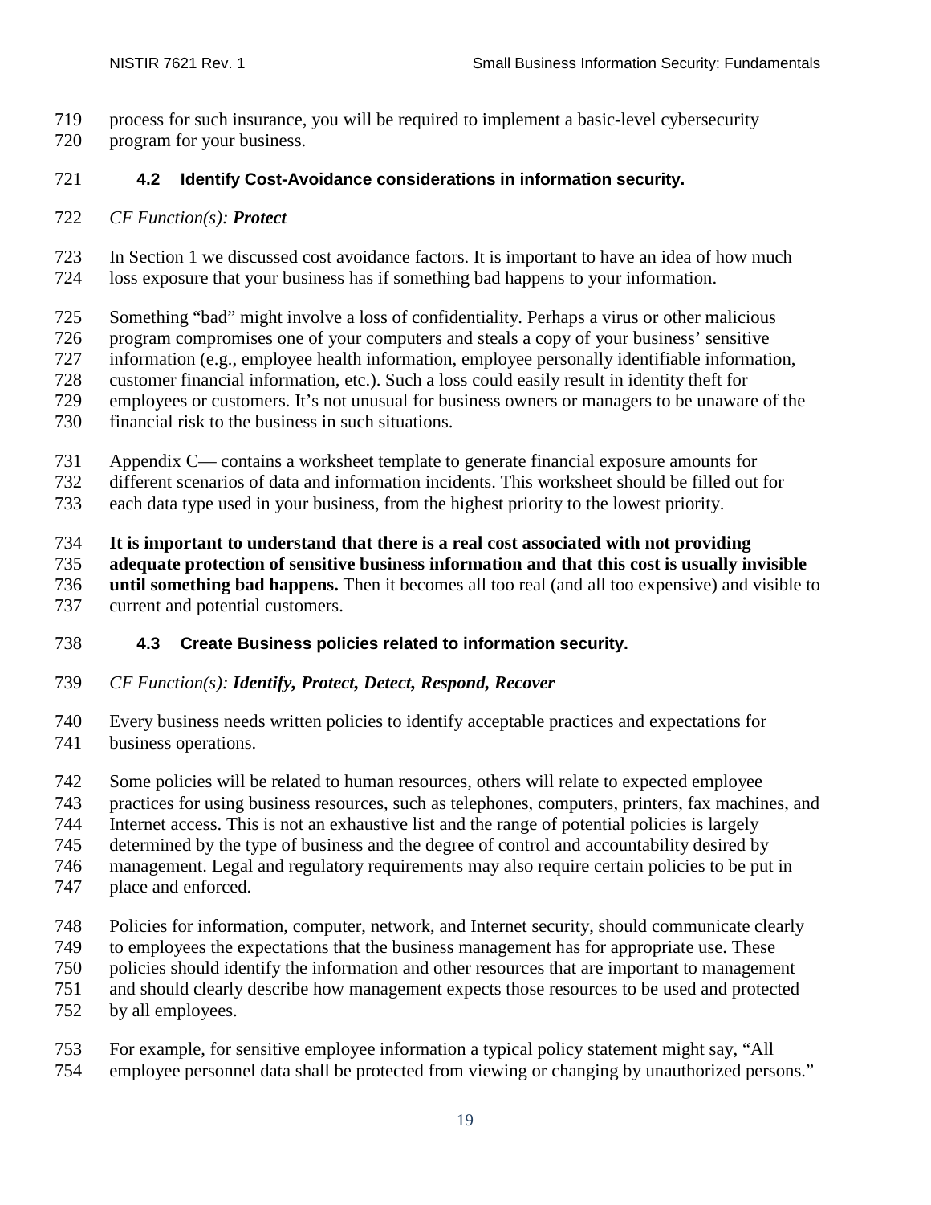process for such insurance, you will be required to implement a basic-level cybersecurity program for your business.

### 4.2 Identify Cost-Avoidance considerations in information security.

*CF Function(s): **Protect***

In Section 1 we discussed cost avoidance factors. It is important to have an idea of how much loss exposure that your business has if something bad happens to your information.

Something "bad" might involve a loss of confidentiality. Perhaps a virus or other malicious program compromises one of your computers and steals a copy of your business' sensitive information (e.g., employee health information, employee personally identifiable information, customer financial information, etc.). Such a loss could easily result in identity theft for employees or customers. It's not unusual for business owners or managers to be unaware of the financial risk to the business in such situations.

Appendix C— contains a worksheet template to generate financial exposure amounts for different scenarios of data and information incidents. This worksheet should be filled out for each data type used in your business, from the highest priority to the lowest priority.

**It is important to understand that there is a real cost associated with not providing adequate protection of sensitive business information and that this cost is usually invisible until something bad happens.** Then it becomes all too real (and all too expensive) and visible to current and potential customers.

### 4.3 Create Business policies related to information security.

*CF Function(s): **Identify, Protect, Detect, Respond, Recover***

Every business needs written policies to identify acceptable practices and expectations for business operations.

Some policies will be related to human resources, others will relate to expected employee practices for using business resources, such as telephones, computers, printers, fax machines, and Internet access. This is not an exhaustive list and the range of potential policies is largely determined by the type of business and the degree of control and accountability desired by management. Legal and regulatory requirements may also require certain policies to be put in place and enforced.

Policies for information, computer, network, and Internet security, should communicate clearly to employees the expectations that the business management has for appropriate use. These policies should identify the information and other resources that are important to management and should clearly describe how management expects those resources to be used and protected by all employees.

For example, for sensitive employee information a typical policy statement might say, "All employee personnel data shall be protected from viewing or changing by unauthorized persons."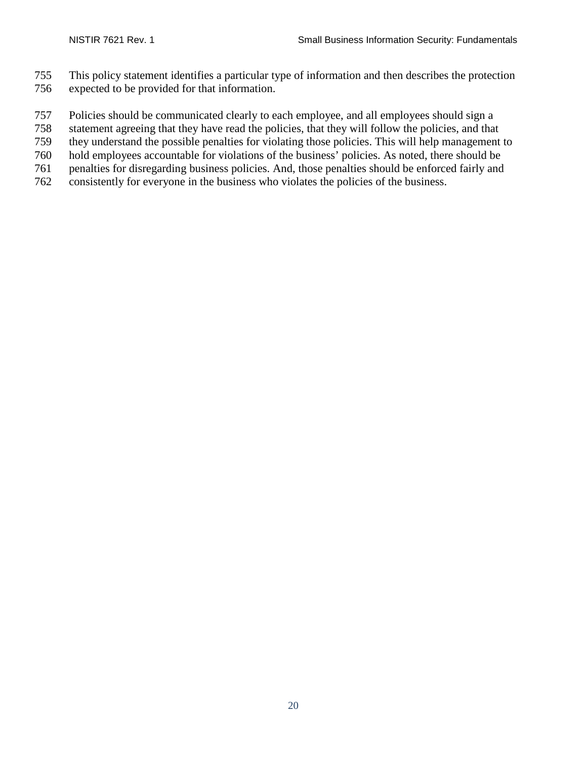This policy statement identifies a particular type of information and then describes the protection expected to be provided for that information.

Policies should be communicated clearly to each employee, and all employees should sign a statement agreeing that they have read the policies, that they will follow the policies, and that they understand the possible penalties for violating those policies. This will help management to hold employees accountable for violations of the business' policies. As noted, there should be penalties for disregarding business policies. And, those penalties should be enforced fairly and consistently for everyone in the business who violates the policies of the business.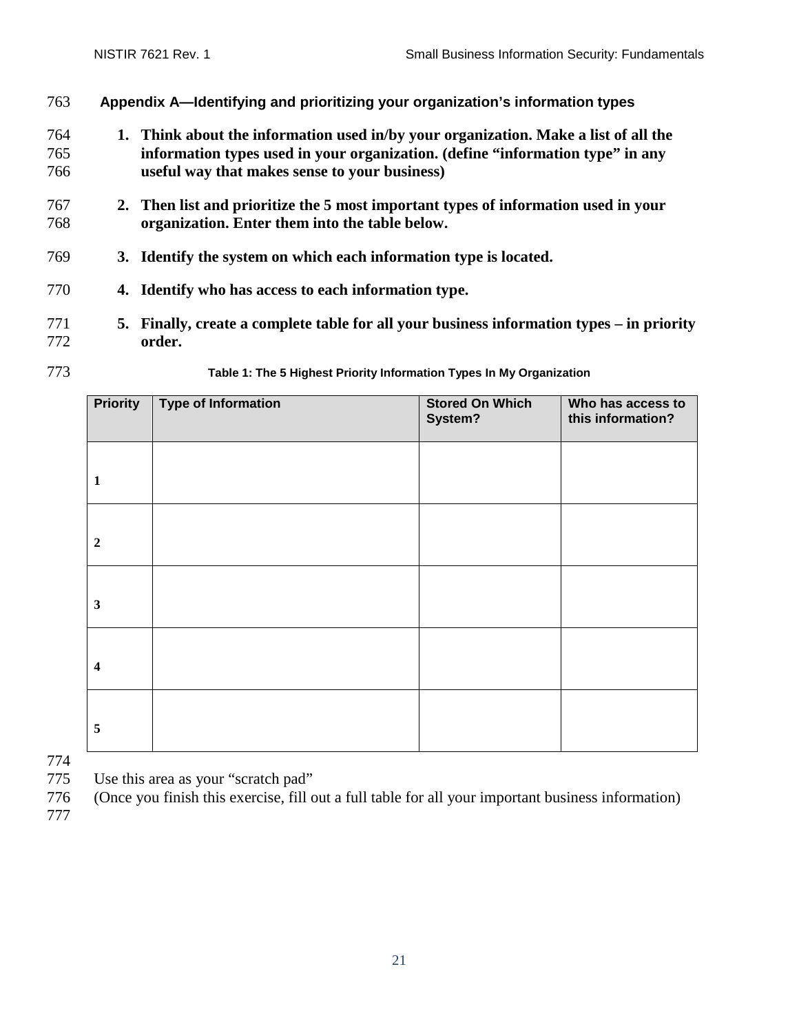## Appendix A—Identifying and prioritizing your organization's information types

1. **Think about the information used in/by your organization. Make a list of all the information types used in your organization. (define "information type" in any useful way that makes sense to your business)**
2. **Then list and prioritize the 5 most important types of information used in your organization. Enter them into the table below.**
3. **Identify the system on which each information type is located.**
4. **Identify who has access to each information type.**
5. **Finally, create a complete table for all your business information types – in priority order.**

**Table 1: The 5 Highest Priority Information Types In My Organization**

| Priority | Type of Information | Stored On Which System? | Who has access to this information? |
|---|---|---|---|
| 1 | | | |
| 2 | | | |
| 3 | | | |
| 4 | | | |
| 5 | | | |

Use this area as your "scratch pad"
(Once you finish this exercise, fill out a full table for all your important business information)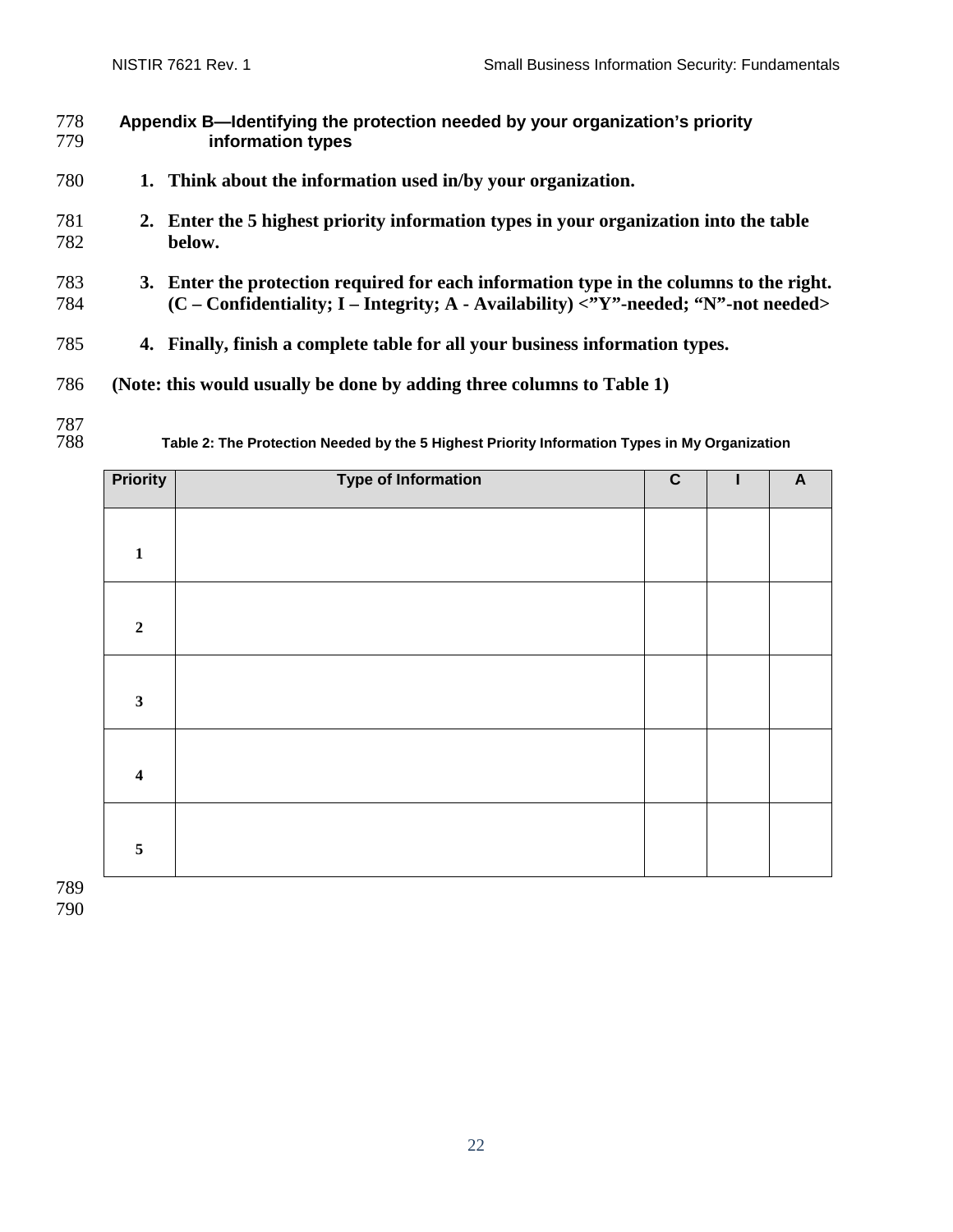## Appendix B—Identifying the protection needed by your organization's priority information types

1. **Think about the information used in/by your organization.**
2. **Enter the 5 highest priority information types in your organization into the table below.**
3. **Enter the protection required for each information type in the columns to the right. (C – Confidentiality; I – Integrity; A - Availability) <"Y"-needed; "N"-not needed>**
4. **Finally, finish a complete table for all your business information types.**

**(Note: this would usually be done by adding three columns to Table 1)**

**Table 2: The Protection Needed by the 5 Highest Priority Information Types in My Organization**

| Priority | Type of Information | C | I | A |
|---|---|---|---|---|
| 1 | | | | |
| 2 | | | | |
| 3 | | | | |
| 4 | | | | |
| 5 | | | | |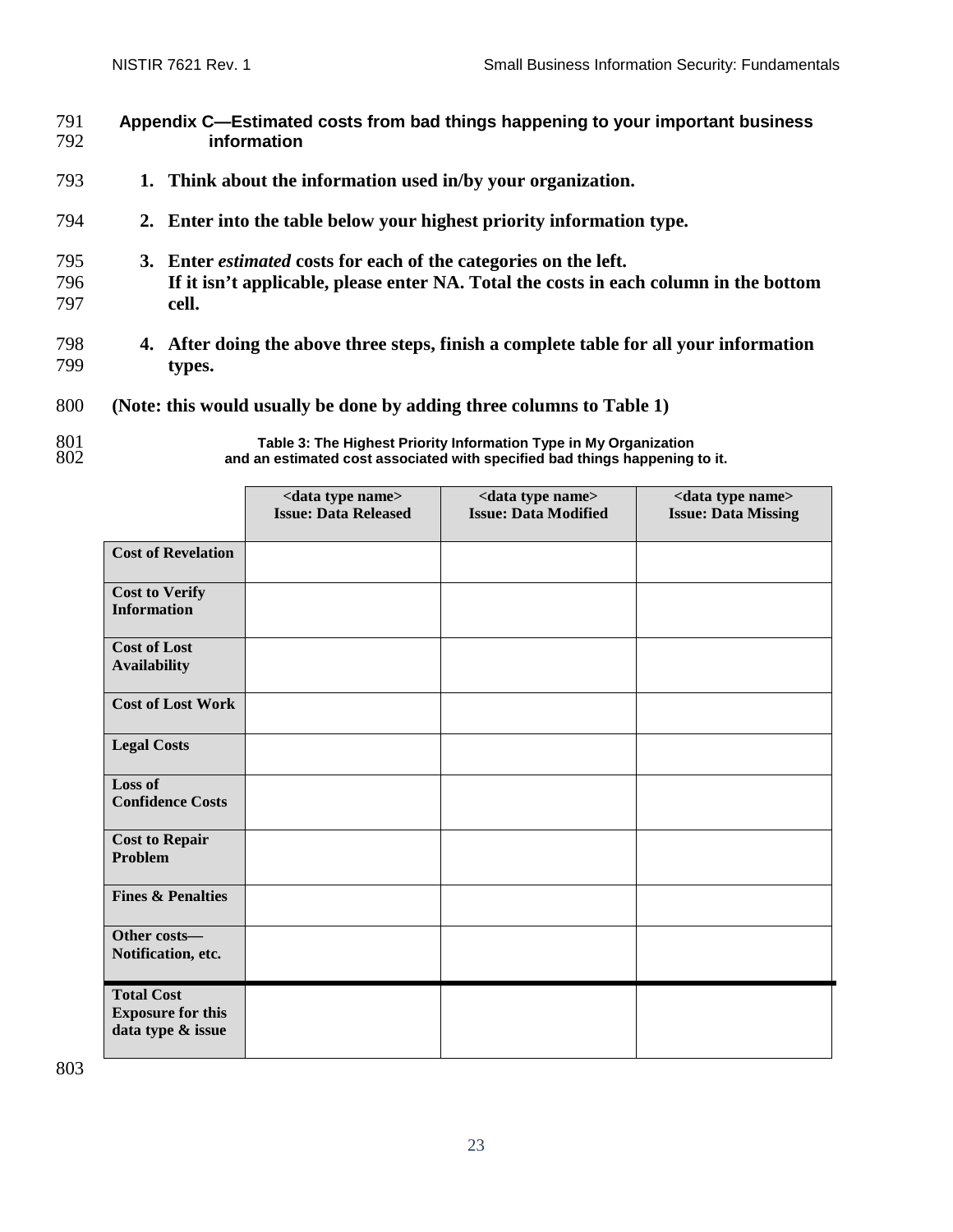## Appendix C—Estimated costs from bad things happening to your important business information

1. **Think about the information used in/by your organization.**
2. **Enter into the table below your highest priority information type.**
3. **Enter *estimated* costs for each of the categories on the left.**
   **If it isn't applicable, please enter NA. Total the costs in each column in the bottom cell.**
4. **After doing the above three steps, finish a complete table for all your information types.**

**(Note: this would usually be done by adding three columns to Table 1)**

**Table 3: The Highest Priority Information Type in My Organization and an estimated cost associated with specified bad things happening to it.**

| | <data type name> Issue: Data Released | <data type name> Issue: Data Modified | <data type name> Issue: Data Missing |
|---|---|---|---|
| **Cost of Revelation** | | | |
| **Cost to Verify Information** | | | |
| **Cost of Lost Availability** | | | |
| **Cost of Lost Work** | | | |
| **Legal Costs** | | | |
| **Loss of Confidence Costs** | | | |
| **Cost to Repair Problem** | | | |
| **Fines & Penalties** | | | |
| **Other costs—Notification, etc.** | | | |
| **Total Cost Exposure for this data type & issue** | | | |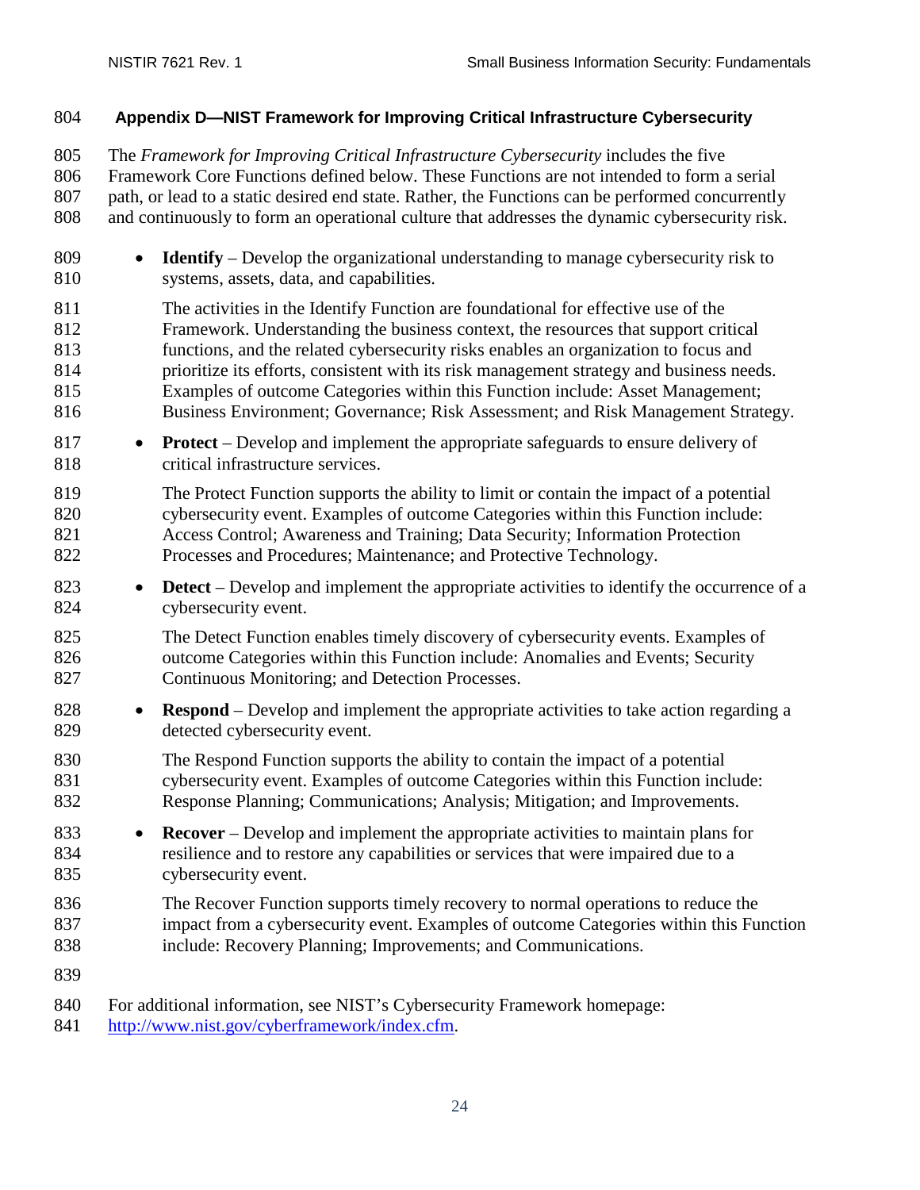## Appendix D—NIST Framework for Improving Critical Infrastructure Cybersecurity

The *Framework for Improving Critical Infrastructure Cybersecurity* includes the five Framework Core Functions defined below. These Functions are not intended to form a serial path, or lead to a static desired end state. Rather, the Functions can be performed concurrently and continuously to form an operational culture that addresses the dynamic cybersecurity risk.

- **Identify** – Develop the organizational understanding to manage cybersecurity risk to systems, assets, data, and capabilities.

  The activities in the Identify Function are foundational for effective use of the Framework. Understanding the business context, the resources that support critical functions, and the related cybersecurity risks enables an organization to focus and prioritize its efforts, consistent with its risk management strategy and business needs. Examples of outcome Categories within this Function include: Asset Management; Business Environment; Governance; Risk Assessment; and Risk Management Strategy.

- **Protect** – Develop and implement the appropriate safeguards to ensure delivery of critical infrastructure services.

  The Protect Function supports the ability to limit or contain the impact of a potential cybersecurity event. Examples of outcome Categories within this Function include: Access Control; Awareness and Training; Data Security; Information Protection Processes and Procedures; Maintenance; and Protective Technology.

- **Detect** – Develop and implement the appropriate activities to identify the occurrence of a cybersecurity event.

  The Detect Function enables timely discovery of cybersecurity events. Examples of outcome Categories within this Function include: Anomalies and Events; Security Continuous Monitoring; and Detection Processes.

- **Respond** – Develop and implement the appropriate activities to take action regarding a detected cybersecurity event.

  The Respond Function supports the ability to contain the impact of a potential cybersecurity event. Examples of outcome Categories within this Function include: Response Planning; Communications; Analysis; Mitigation; and Improvements.

- **Recover** – Develop and implement the appropriate activities to maintain plans for resilience and to restore any capabilities or services that were impaired due to a cybersecurity event.

  The Recover Function supports timely recovery to normal operations to reduce the impact from a cybersecurity event. Examples of outcome Categories within this Function include: Recovery Planning; Improvements; and Communications.

For additional information, see NIST's Cybersecurity Framework homepage: [http://www.nist.gov/cyberframework/index.cfm](http://www.nist.gov/cyberframework/index.cfm).